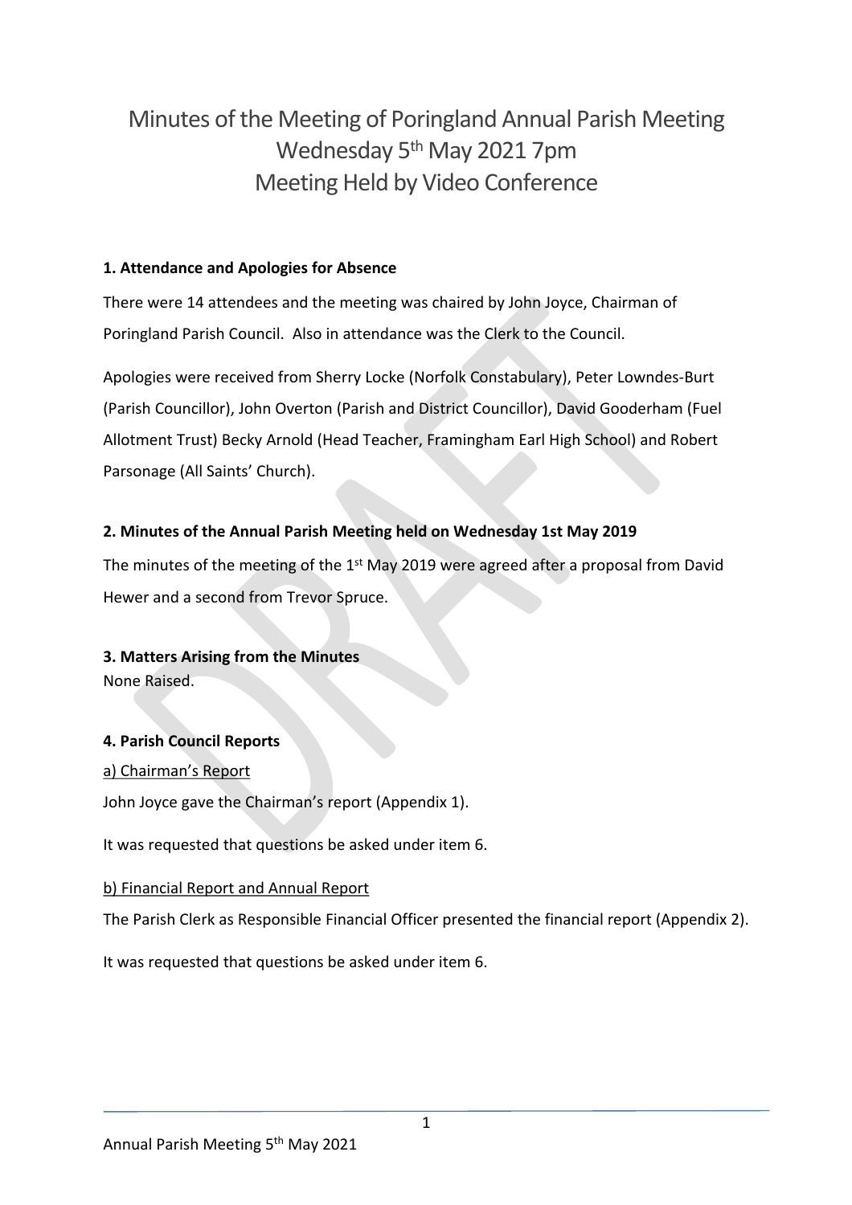# Minutes of the Meeting of Poringland Annual Parish Meeting
# Wednesday 5th May 2021 7pm
# Meeting Held by Video Conference

**1. Attendance and Apologies for Absence**

There were 14 attendees and the meeting was chaired by John Joyce, Chairman of Poringland Parish Council. Also in attendance was the Clerk to the Council.

Apologies were received from Sherry Locke (Norfolk Constabulary), Peter Lowndes-Burt (Parish Councillor), John Overton (Parish and District Councillor), David Gooderham (Fuel Allotment Trust) Becky Arnold (Head Teacher, Framingham Earl High School) and Robert Parsonage (All Saints' Church).

**2. Minutes of the Annual Parish Meeting held on Wednesday 1st May 2019**

The minutes of the meeting of the 1st May 2019 were agreed after a proposal from David Hewer and a second from Trevor Spruce.

**3. Matters Arising from the Minutes**

None Raised.

**4. Parish Council Reports**

a) Chairman's Report

John Joyce gave the Chairman's report (Appendix 1).

It was requested that questions be asked under item 6.

b) Financial Report and Annual Report

The Parish Clerk as Responsible Financial Officer presented the financial report (Appendix 2).

It was requested that questions be asked under item 6.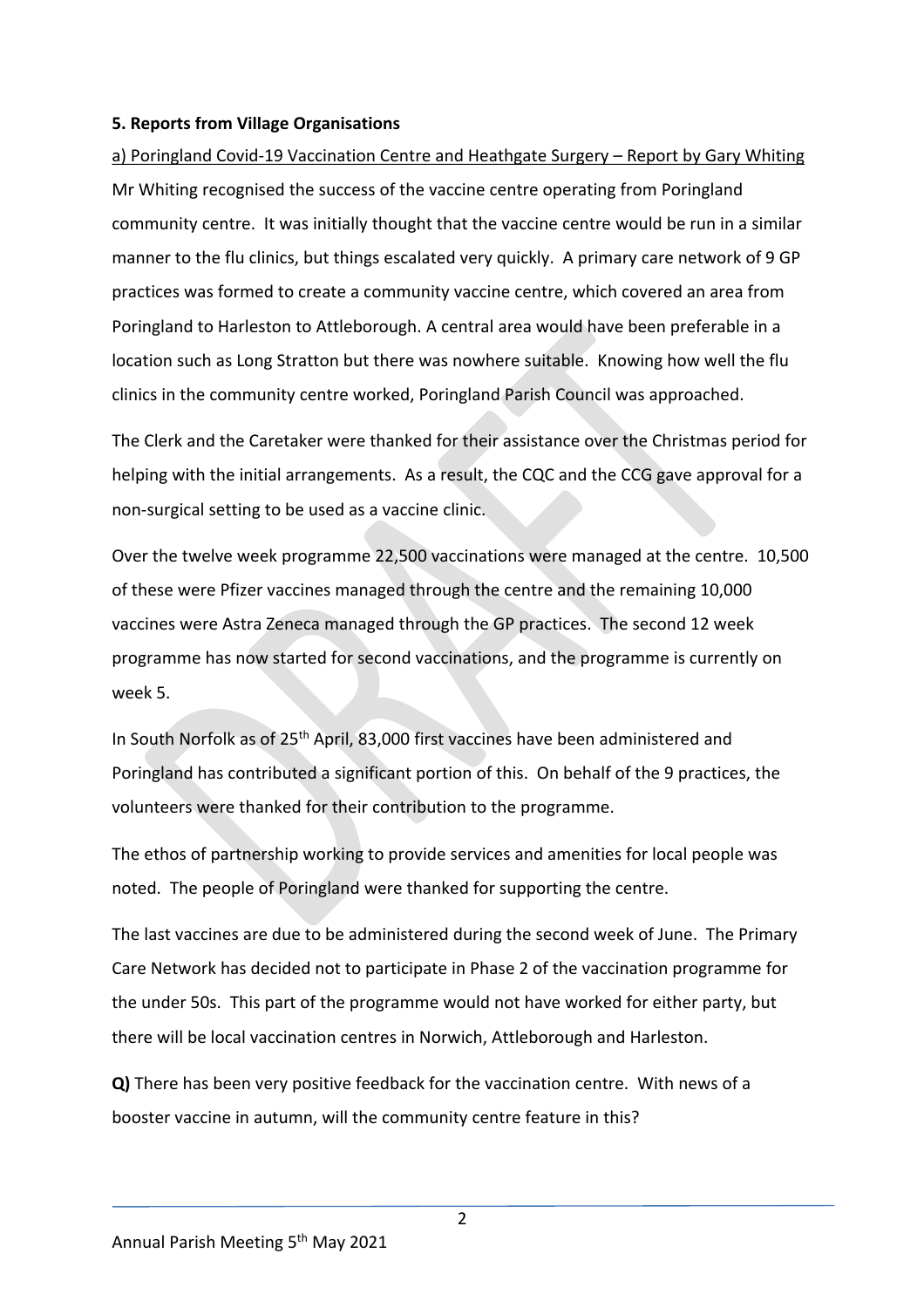**5. Reports from Village Organisations**

a) Poringland Covid-19 Vaccination Centre and Heathgate Surgery – Report by Gary Whiting

Mr Whiting recognised the success of the vaccine centre operating from Poringland community centre. It was initially thought that the vaccine centre would be run in a similar manner to the flu clinics, but things escalated very quickly. A primary care network of 9 GP practices was formed to create a community vaccine centre, which covered an area from Poringland to Harleston to Attleborough. A central area would have been preferable in a location such as Long Stratton but there was nowhere suitable. Knowing how well the flu clinics in the community centre worked, Poringland Parish Council was approached.

The Clerk and the Caretaker were thanked for their assistance over the Christmas period for helping with the initial arrangements. As a result, the CQC and the CCG gave approval for a non-surgical setting to be used as a vaccine clinic.

Over the twelve week programme 22,500 vaccinations were managed at the centre. 10,500 of these were Pfizer vaccines managed through the centre and the remaining 10,000 vaccines were Astra Zeneca managed through the GP practices. The second 12 week programme has now started for second vaccinations, and the programme is currently on week 5.

In South Norfolk as of 25th April, 83,000 first vaccines have been administered and Poringland has contributed a significant portion of this. On behalf of the 9 practices, the volunteers were thanked for their contribution to the programme.

The ethos of partnership working to provide services and amenities for local people was noted. The people of Poringland were thanked for supporting the centre.

The last vaccines are due to be administered during the second week of June. The Primary Care Network has decided not to participate in Phase 2 of the vaccination programme for the under 50s. This part of the programme would not have worked for either party, but there will be local vaccination centres in Norwich, Attleborough and Harleston.

**Q)** There has been very positive feedback for the vaccination centre. With news of a booster vaccine in autumn, will the community centre feature in this?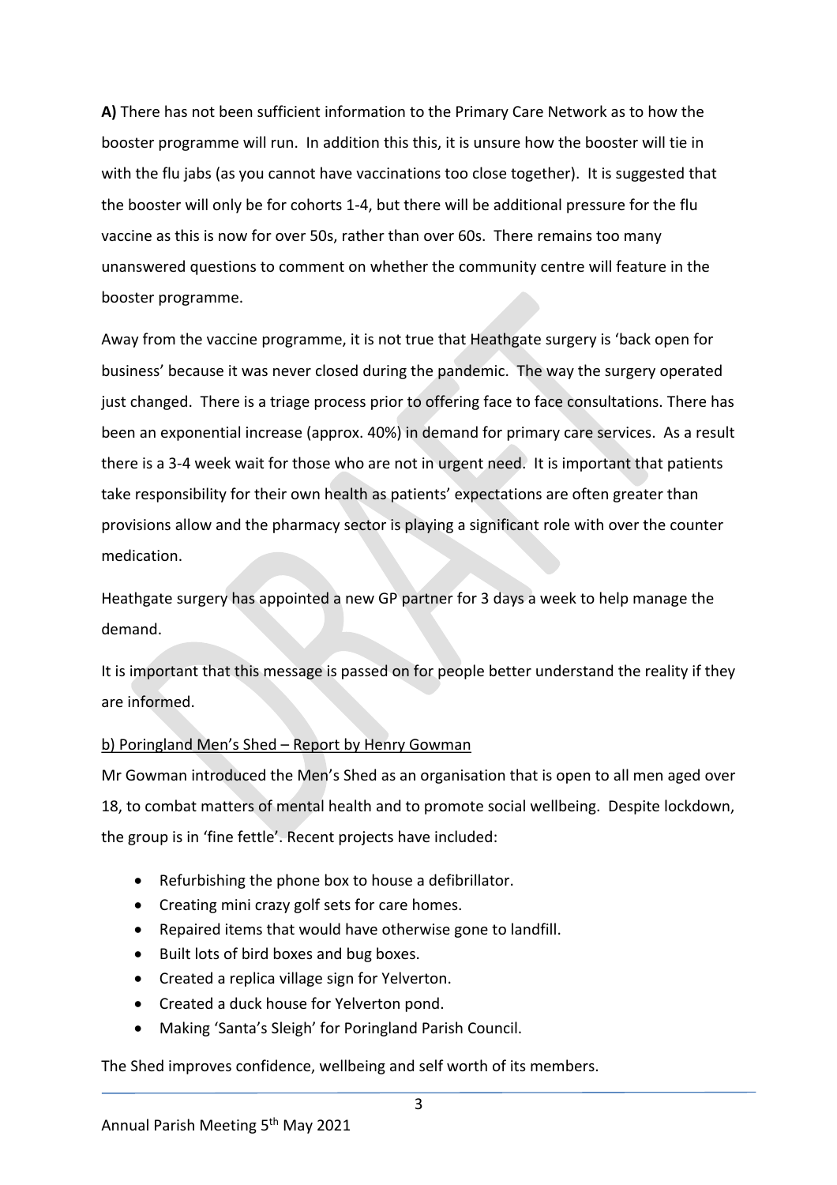**A)** There has not been sufficient information to the Primary Care Network as to how the booster programme will run. In addition this this, it is unsure how the booster will tie in with the flu jabs (as you cannot have vaccinations too close together). It is suggested that the booster will only be for cohorts 1-4, but there will be additional pressure for the flu vaccine as this is now for over 50s, rather than over 60s. There remains too many unanswered questions to comment on whether the community centre will feature in the booster programme.

Away from the vaccine programme, it is not true that Heathgate surgery is 'back open for business' because it was never closed during the pandemic. The way the surgery operated just changed. There is a triage process prior to offering face to face consultations. There has been an exponential increase (approx. 40%) in demand for primary care services. As a result there is a 3-4 week wait for those who are not in urgent need. It is important that patients take responsibility for their own health as patients' expectations are often greater than provisions allow and the pharmacy sector is playing a significant role with over the counter medication.

Heathgate surgery has appointed a new GP partner for 3 days a week to help manage the demand.

It is important that this message is passed on for people better understand the reality if they are informed.

b) Poringland Men's Shed – Report by Henry Gowman

Mr Gowman introduced the Men's Shed as an organisation that is open to all men aged over 18, to combat matters of mental health and to promote social wellbeing. Despite lockdown, the group is in 'fine fettle'. Recent projects have included:

- Refurbishing the phone box to house a defibrillator.
- Creating mini crazy golf sets for care homes.
- Repaired items that would have otherwise gone to landfill.
- Built lots of bird boxes and bug boxes.
- Created a replica village sign for Yelverton.
- Created a duck house for Yelverton pond.
- Making 'Santa's Sleigh' for Poringland Parish Council.

The Shed improves confidence, wellbeing and self worth of its members.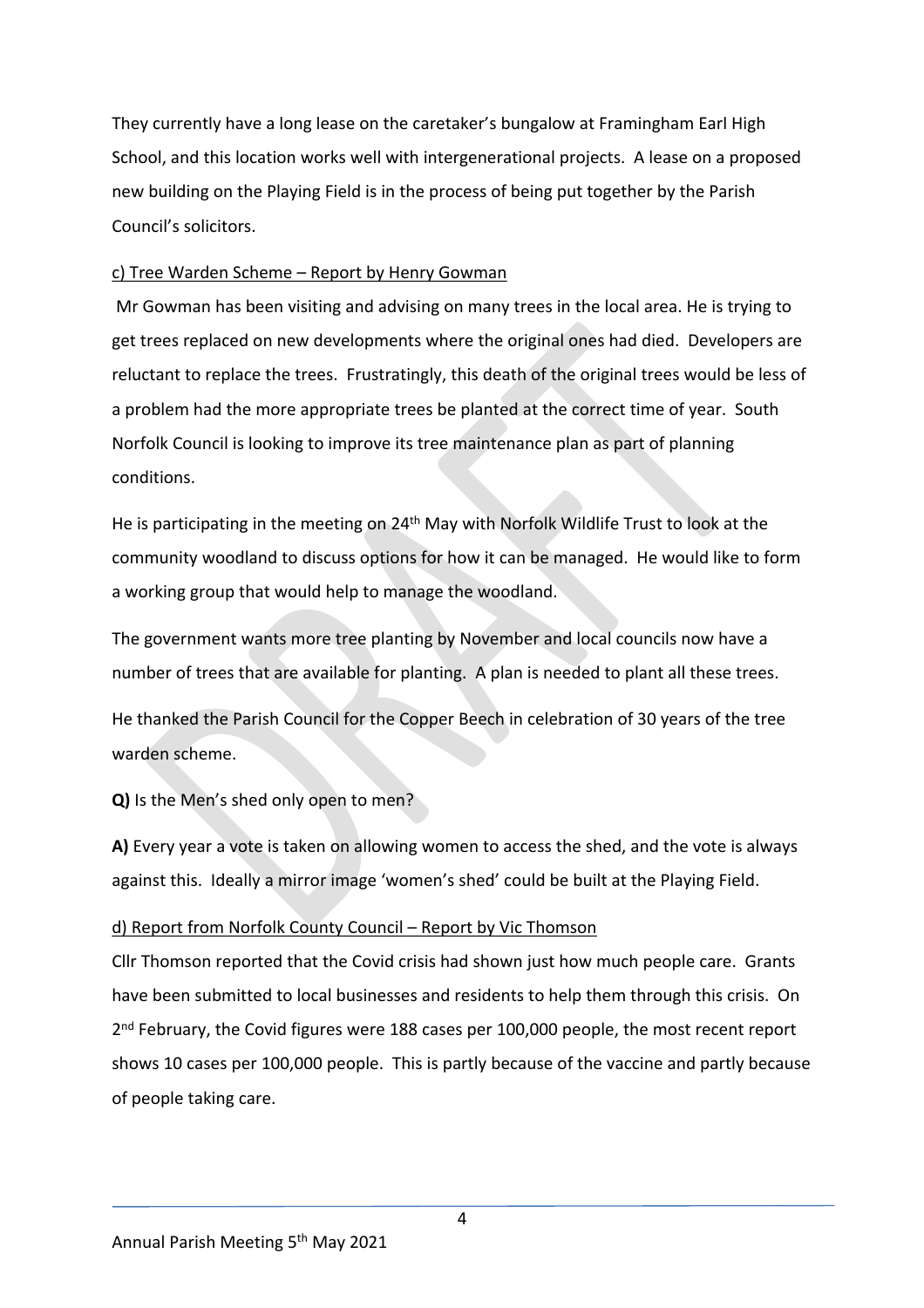They currently have a long lease on the caretaker's bungalow at Framingham Earl High School, and this location works well with intergenerational projects. A lease on a proposed new building on the Playing Field is in the process of being put together by the Parish Council's solicitors.

c) Tree Warden Scheme – Report by Henry Gowman

Mr Gowman has been visiting and advising on many trees in the local area. He is trying to get trees replaced on new developments where the original ones had died. Developers are reluctant to replace the trees. Frustratingly, this death of the original trees would be less of a problem had the more appropriate trees be planted at the correct time of year. South Norfolk Council is looking to improve its tree maintenance plan as part of planning conditions.

He is participating in the meeting on 24th May with Norfolk Wildlife Trust to look at the community woodland to discuss options for how it can be managed. He would like to form a working group that would help to manage the woodland.

The government wants more tree planting by November and local councils now have a number of trees that are available for planting. A plan is needed to plant all these trees.

He thanked the Parish Council for the Copper Beech in celebration of 30 years of the tree warden scheme.

**Q)** Is the Men's shed only open to men?

**A)** Every year a vote is taken on allowing women to access the shed, and the vote is always against this. Ideally a mirror image 'women's shed' could be built at the Playing Field.

d) Report from Norfolk County Council – Report by Vic Thomson

Cllr Thomson reported that the Covid crisis had shown just how much people care. Grants have been submitted to local businesses and residents to help them through this crisis. On 2nd February, the Covid figures were 188 cases per 100,000 people, the most recent report shows 10 cases per 100,000 people. This is partly because of the vaccine and partly because of people taking care.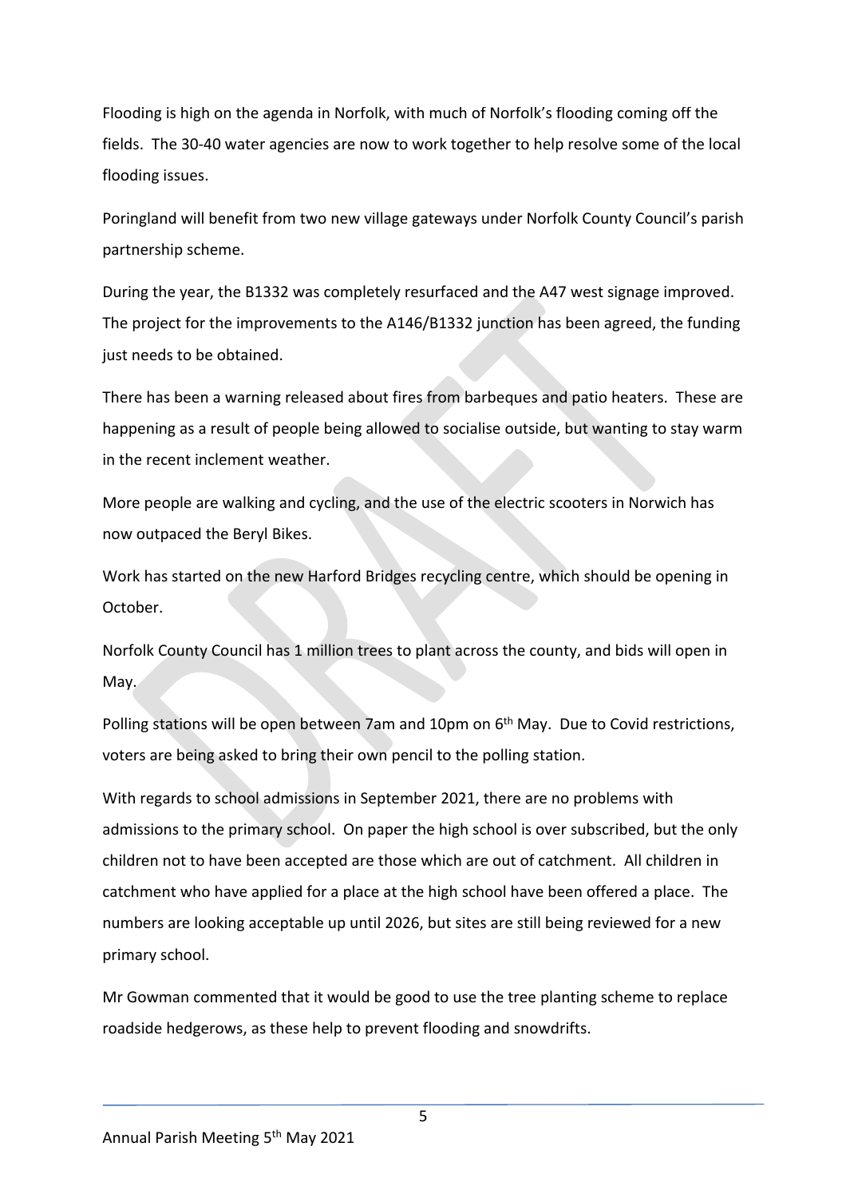Flooding is high on the agenda in Norfolk, with much of Norfolk's flooding coming off the fields. The 30-40 water agencies are now to work together to help resolve some of the local flooding issues.

Poringland will benefit from two new village gateways under Norfolk County Council's parish partnership scheme.

During the year, the B1332 was completely resurfaced and the A47 west signage improved. The project for the improvements to the A146/B1332 junction has been agreed, the funding just needs to be obtained.

There has been a warning released about fires from barbeques and patio heaters. These are happening as a result of people being allowed to socialise outside, but wanting to stay warm in the recent inclement weather.

More people are walking and cycling, and the use of the electric scooters in Norwich has now outpaced the Beryl Bikes.

Work has started on the new Harford Bridges recycling centre, which should be opening in October.

Norfolk County Council has 1 million trees to plant across the county, and bids will open in May.

Polling stations will be open between 7am and 10pm on 6th May. Due to Covid restrictions, voters are being asked to bring their own pencil to the polling station.

With regards to school admissions in September 2021, there are no problems with admissions to the primary school. On paper the high school is over subscribed, but the only children not to have been accepted are those which are out of catchment. All children in catchment who have applied for a place at the high school have been offered a place. The numbers are looking acceptable up until 2026, but sites are still being reviewed for a new primary school.

Mr Gowman commented that it would be good to use the tree planting scheme to replace roadside hedgerows, as these help to prevent flooding and snowdrifts.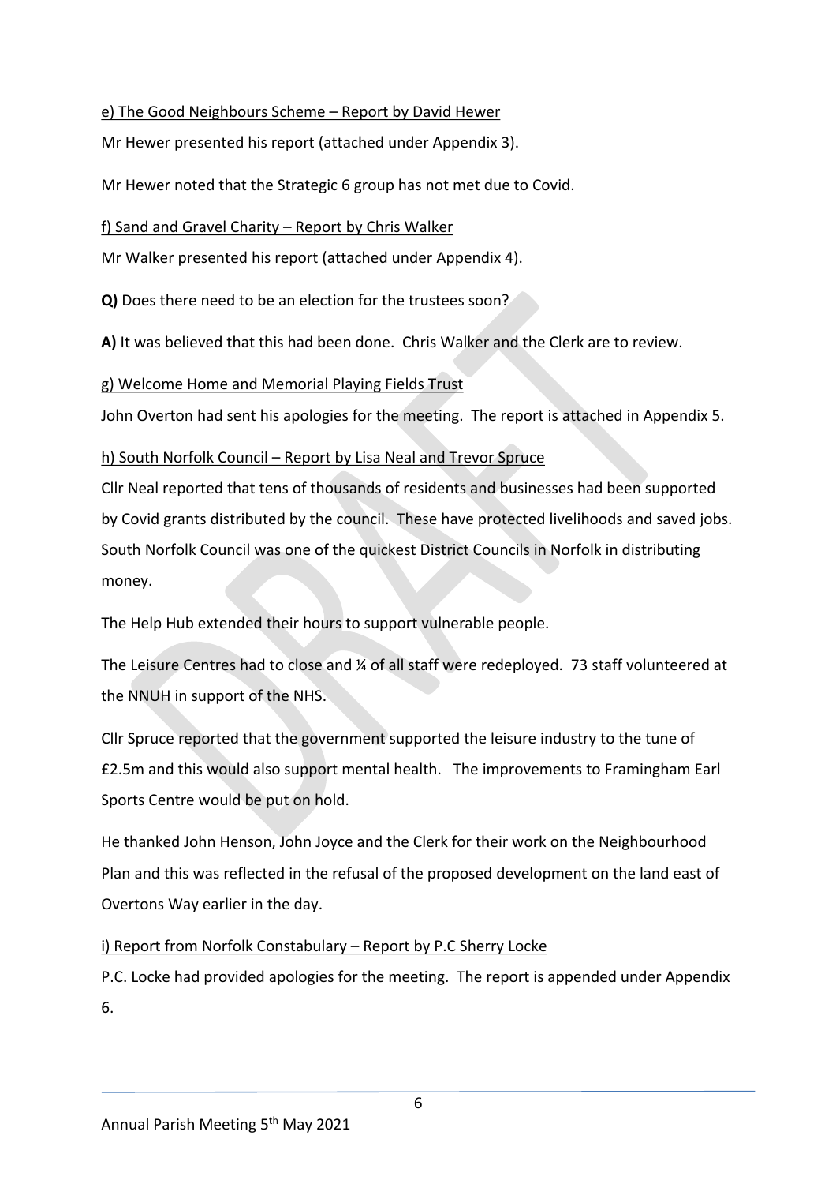e) The Good Neighbours Scheme – Report by David Hewer

Mr Hewer presented his report (attached under Appendix 3).

Mr Hewer noted that the Strategic 6 group has not met due to Covid.

f) Sand and Gravel Charity – Report by Chris Walker

Mr Walker presented his report (attached under Appendix 4).

**Q)** Does there need to be an election for the trustees soon?

**A)** It was believed that this had been done. Chris Walker and the Clerk are to review.

g) Welcome Home and Memorial Playing Fields Trust

John Overton had sent his apologies for the meeting. The report is attached in Appendix 5.

h) South Norfolk Council – Report by Lisa Neal and Trevor Spruce

Cllr Neal reported that tens of thousands of residents and businesses had been supported by Covid grants distributed by the council. These have protected livelihoods and saved jobs. South Norfolk Council was one of the quickest District Councils in Norfolk in distributing money.

The Help Hub extended their hours to support vulnerable people.

The Leisure Centres had to close and ¼ of all staff were redeployed. 73 staff volunteered at the NNUH in support of the NHS.

Cllr Spruce reported that the government supported the leisure industry to the tune of £2.5m and this would also support mental health. The improvements to Framingham Earl Sports Centre would be put on hold.

He thanked John Henson, John Joyce and the Clerk for their work on the Neighbourhood Plan and this was reflected in the refusal of the proposed development on the land east of Overtons Way earlier in the day.

i) Report from Norfolk Constabulary – Report by P.C Sherry Locke

P.C. Locke had provided apologies for the meeting. The report is appended under Appendix 6.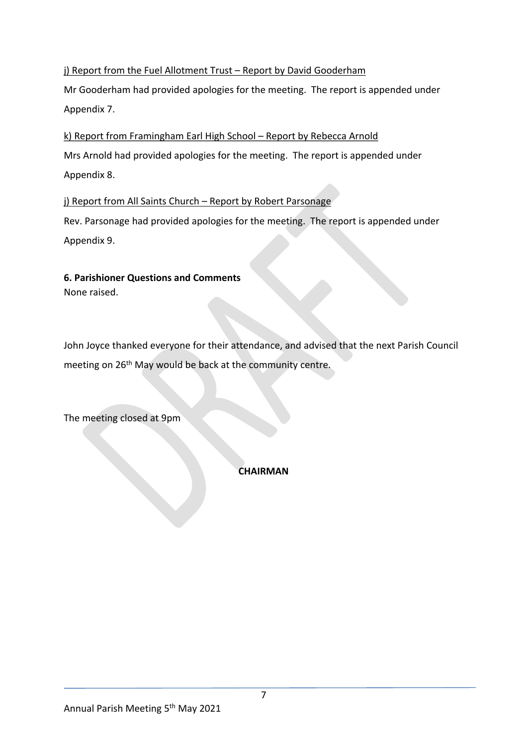<u>j) Report from the Fuel Allotment Trust – Report by David Gooderham</u>

Mr Gooderham had provided apologies for the meeting. The report is appended under Appendix 7.

<u>k) Report from Framingham Earl High School – Report by Rebecca Arnold</u>

Mrs Arnold had provided apologies for the meeting. The report is appended under Appendix 8.

<u>j) Report from All Saints Church – Report by Robert Parsonage</u>

Rev. Parsonage had provided apologies for the meeting. The report is appended under Appendix 9.

**6. Parishioner Questions and Comments**

None raised.

John Joyce thanked everyone for their attendance, and advised that the next Parish Council meeting on 26th May would be back at the community centre.

The meeting closed at 9pm

**CHAIRMAN**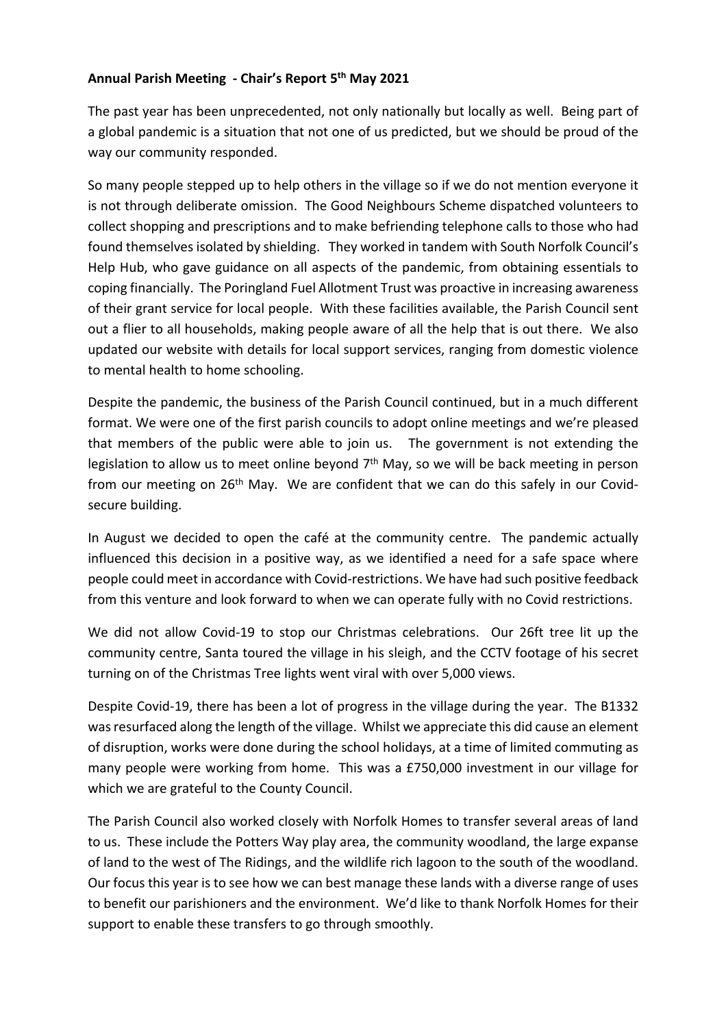**Annual Parish Meeting - Chair's Report 5th May 2021**

The past year has been unprecedented, not only nationally but locally as well. Being part of a global pandemic is a situation that not one of us predicted, but we should be proud of the way our community responded.

So many people stepped up to help others in the village so if we do not mention everyone it is not through deliberate omission. The Good Neighbours Scheme dispatched volunteers to collect shopping and prescriptions and to make befriending telephone calls to those who had found themselves isolated by shielding. They worked in tandem with South Norfolk Council's Help Hub, who gave guidance on all aspects of the pandemic, from obtaining essentials to coping financially. The Poringland Fuel Allotment Trust was proactive in increasing awareness of their grant service for local people. With these facilities available, the Parish Council sent out a flier to all households, making people aware of all the help that is out there. We also updated our website with details for local support services, ranging from domestic violence to mental health to home schooling.

Despite the pandemic, the business of the Parish Council continued, but in a much different format. We were one of the first parish councils to adopt online meetings and we're pleased that members of the public were able to join us. The government is not extending the legislation to allow us to meet online beyond 7th May, so we will be back meeting in person from our meeting on 26th May. We are confident that we can do this safely in our Covid-secure building.

In August we decided to open the café at the community centre. The pandemic actually influenced this decision in a positive way, as we identified a need for a safe space where people could meet in accordance with Covid-restrictions. We have had such positive feedback from this venture and look forward to when we can operate fully with no Covid restrictions.

We did not allow Covid-19 to stop our Christmas celebrations. Our 26ft tree lit up the community centre, Santa toured the village in his sleigh, and the CCTV footage of his secret turning on of the Christmas Tree lights went viral with over 5,000 views.

Despite Covid-19, there has been a lot of progress in the village during the year. The B1332 was resurfaced along the length of the village. Whilst we appreciate this did cause an element of disruption, works were done during the school holidays, at a time of limited commuting as many people were working from home. This was a £750,000 investment in our village for which we are grateful to the County Council.

The Parish Council also worked closely with Norfolk Homes to transfer several areas of land to us. These include the Potters Way play area, the community woodland, the large expanse of land to the west of The Ridings, and the wildlife rich lagoon to the south of the woodland. Our focus this year is to see how we can best manage these lands with a diverse range of uses to benefit our parishioners and the environment. We'd like to thank Norfolk Homes for their support to enable these transfers to go through smoothly.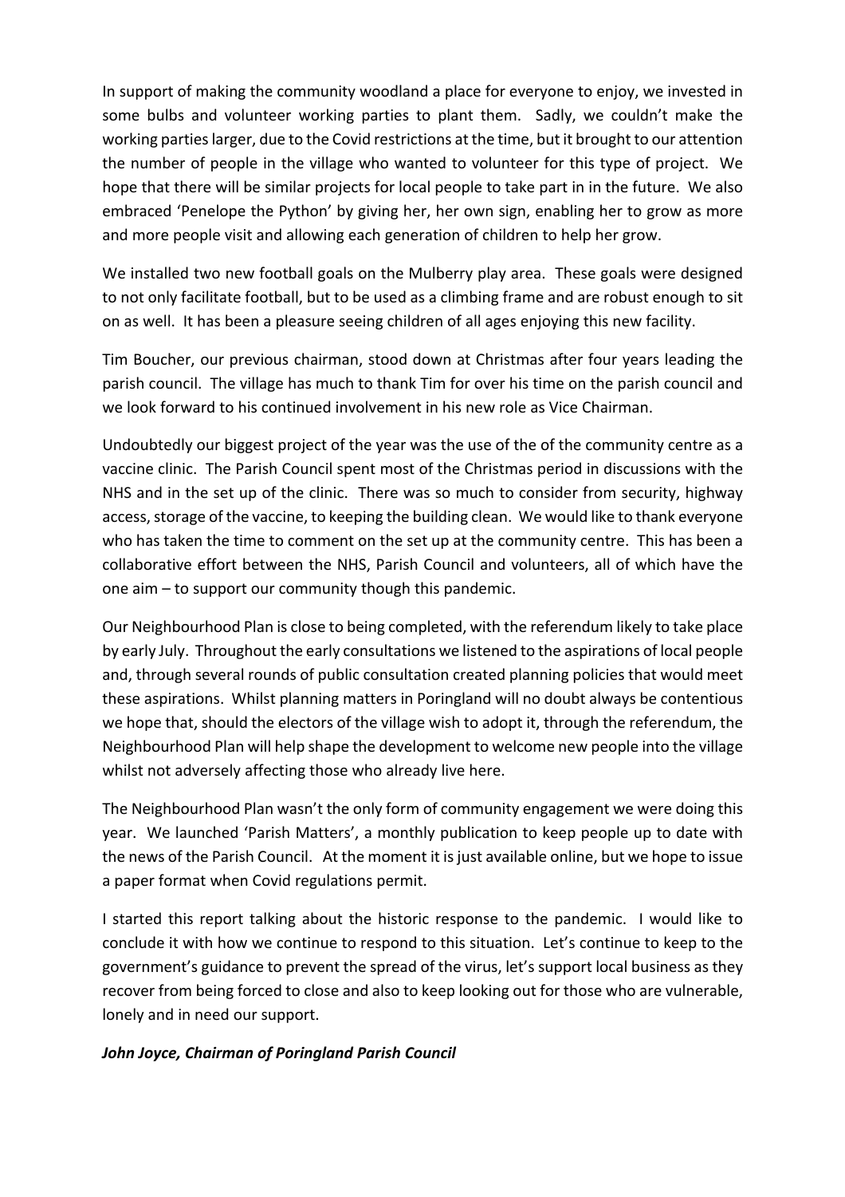In support of making the community woodland a place for everyone to enjoy, we invested in some bulbs and volunteer working parties to plant them. Sadly, we couldn't make the working parties larger, due to the Covid restrictions at the time, but it brought to our attention the number of people in the village who wanted to volunteer for this type of project. We hope that there will be similar projects for local people to take part in in the future. We also embraced 'Penelope the Python' by giving her, her own sign, enabling her to grow as more and more people visit and allowing each generation of children to help her grow.

We installed two new football goals on the Mulberry play area. These goals were designed to not only facilitate football, but to be used as a climbing frame and are robust enough to sit on as well. It has been a pleasure seeing children of all ages enjoying this new facility.

Tim Boucher, our previous chairman, stood down at Christmas after four years leading the parish council. The village has much to thank Tim for over his time on the parish council and we look forward to his continued involvement in his new role as Vice Chairman.

Undoubtedly our biggest project of the year was the use of the of the community centre as a vaccine clinic. The Parish Council spent most of the Christmas period in discussions with the NHS and in the set up of the clinic. There was so much to consider from security, highway access, storage of the vaccine, to keeping the building clean. We would like to thank everyone who has taken the time to comment on the set up at the community centre. This has been a collaborative effort between the NHS, Parish Council and volunteers, all of which have the one aim – to support our community though this pandemic.

Our Neighbourhood Plan is close to being completed, with the referendum likely to take place by early July. Throughout the early consultations we listened to the aspirations of local people and, through several rounds of public consultation created planning policies that would meet these aspirations. Whilst planning matters in Poringland will no doubt always be contentious we hope that, should the electors of the village wish to adopt it, through the referendum, the Neighbourhood Plan will help shape the development to welcome new people into the village whilst not adversely affecting those who already live here.

The Neighbourhood Plan wasn't the only form of community engagement we were doing this year. We launched 'Parish Matters', a monthly publication to keep people up to date with the news of the Parish Council. At the moment it is just available online, but we hope to issue a paper format when Covid regulations permit.

I started this report talking about the historic response to the pandemic. I would like to conclude it with how we continue to respond to this situation. Let's continue to keep to the government's guidance to prevent the spread of the virus, let's support local business as they recover from being forced to close and also to keep looking out for those who are vulnerable, lonely and in need our support.

***John Joyce, Chairman of Poringland Parish Council***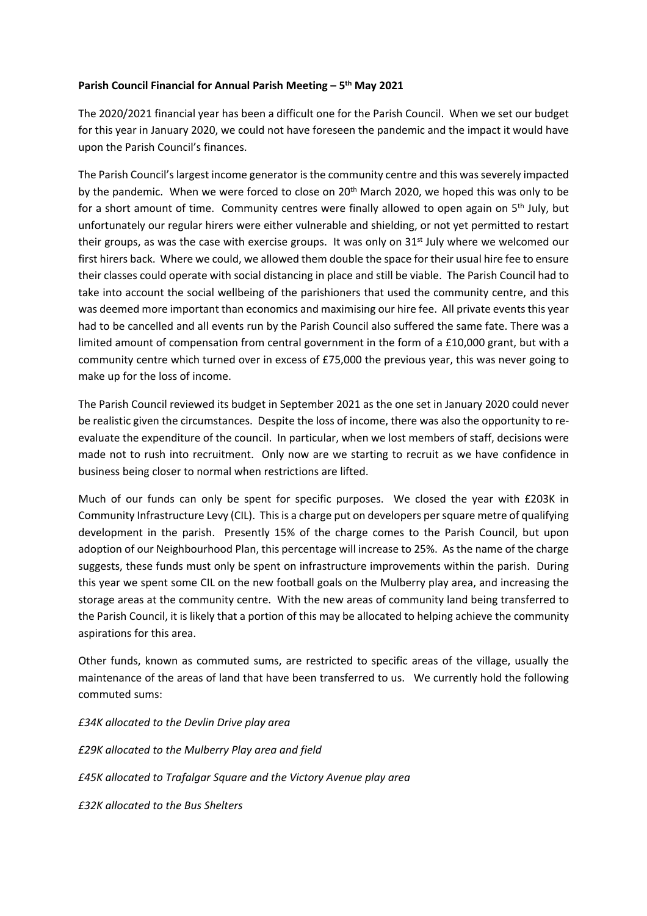**Parish Council Financial for Annual Parish Meeting – 5th May 2021**

The 2020/2021 financial year has been a difficult one for the Parish Council. When we set our budget for this year in January 2020, we could not have foreseen the pandemic and the impact it would have upon the Parish Council's finances.

The Parish Council's largest income generator is the community centre and this was severely impacted by the pandemic. When we were forced to close on 20th March 2020, we hoped this was only to be for a short amount of time. Community centres were finally allowed to open again on 5th July, but unfortunately our regular hirers were either vulnerable and shielding, or not yet permitted to restart their groups, as was the case with exercise groups. It was only on 31st July where we welcomed our first hirers back. Where we could, we allowed them double the space for their usual hire fee to ensure their classes could operate with social distancing in place and still be viable. The Parish Council had to take into account the social wellbeing of the parishioners that used the community centre, and this was deemed more important than economics and maximising our hire fee. All private events this year had to be cancelled and all events run by the Parish Council also suffered the same fate. There was a limited amount of compensation from central government in the form of a £10,000 grant, but with a community centre which turned over in excess of £75,000 the previous year, this was never going to make up for the loss of income.

The Parish Council reviewed its budget in September 2021 as the one set in January 2020 could never be realistic given the circumstances. Despite the loss of income, there was also the opportunity to re-evaluate the expenditure of the council. In particular, when we lost members of staff, decisions were made not to rush into recruitment. Only now are we starting to recruit as we have confidence in business being closer to normal when restrictions are lifted.

Much of our funds can only be spent for specific purposes. We closed the year with £203K in Community Infrastructure Levy (CIL). This is a charge put on developers per square metre of qualifying development in the parish. Presently 15% of the charge comes to the Parish Council, but upon adoption of our Neighbourhood Plan, this percentage will increase to 25%. As the name of the charge suggests, these funds must only be spent on infrastructure improvements within the parish. During this year we spent some CIL on the new football goals on the Mulberry play area, and increasing the storage areas at the community centre. With the new areas of community land being transferred to the Parish Council, it is likely that a portion of this may be allocated to helping achieve the community aspirations for this area.

Other funds, known as commuted sums, are restricted to specific areas of the village, usually the maintenance of the areas of land that have been transferred to us. We currently hold the following commuted sums:

*£34K allocated to the Devlin Drive play area*

*£29K allocated to the Mulberry Play area and field*

*£45K allocated to Trafalgar Square and the Victory Avenue play area*

*£32K allocated to the Bus Shelters*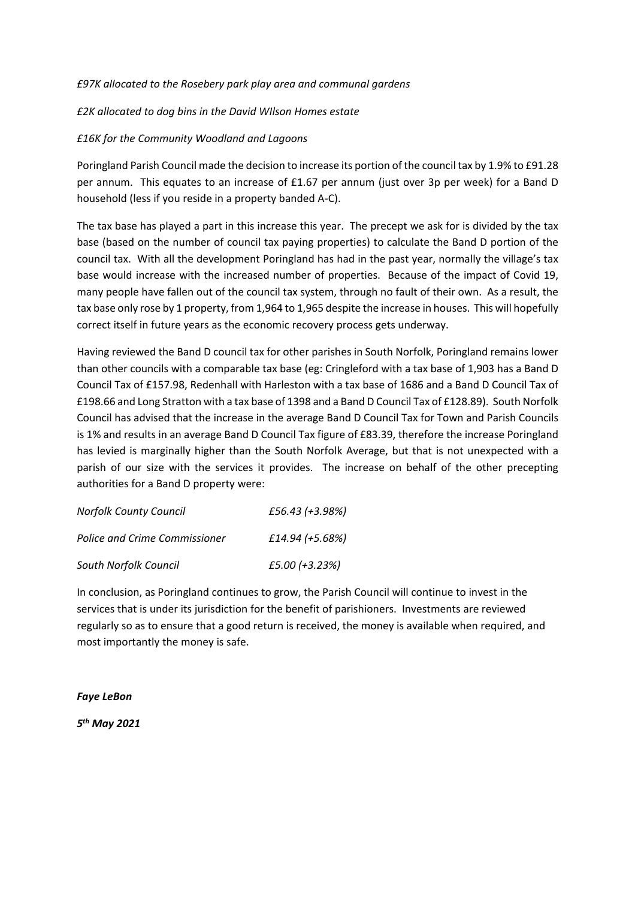*£97K allocated to the Rosebery park play area and communal gardens*

*£2K allocated to dog bins in the David WIlson Homes estate*

*£16K for the Community Woodland and Lagoons*

Poringland Parish Council made the decision to increase its portion of the council tax by 1.9% to £91.28 per annum. This equates to an increase of £1.67 per annum (just over 3p per week) for a Band D household (less if you reside in a property banded A-C).

The tax base has played a part in this increase this year. The precept we ask for is divided by the tax base (based on the number of council tax paying properties) to calculate the Band D portion of the council tax. With all the development Poringland has had in the past year, normally the village's tax base would increase with the increased number of properties. Because of the impact of Covid 19, many people have fallen out of the council tax system, through no fault of their own. As a result, the tax base only rose by 1 property, from 1,964 to 1,965 despite the increase in houses. This will hopefully correct itself in future years as the economic recovery process gets underway.

Having reviewed the Band D council tax for other parishes in South Norfolk, Poringland remains lower than other councils with a comparable tax base (eg: Cringleford with a tax base of 1,903 has a Band D Council Tax of £157.98, Redenhall with Harleston with a tax base of 1686 and a Band D Council Tax of £198.66 and Long Stratton with a tax base of 1398 and a Band D Council Tax of £128.89). South Norfolk Council has advised that the increase in the average Band D Council Tax for Town and Parish Councils is 1% and results in an average Band D Council Tax figure of £83.39, therefore the increase Poringland has levied is marginally higher than the South Norfolk Average, but that is not unexpected with a parish of our size with the services it provides. The increase on behalf of the other precepting authorities for a Band D property were:

| | |
|---|---|
| *Norfolk County Council* | *£56.43 (+3.98%)* |
| *Police and Crime Commissioner* | *£14.94 (+5.68%)* |
| *South Norfolk Council* | *£5.00 (+3.23%)* |

In conclusion, as Poringland continues to grow, the Parish Council will continue to invest in the services that is under its jurisdiction for the benefit of parishioners. Investments are reviewed regularly so as to ensure that a good return is received, the money is available when required, and most importantly the money is safe.

***Faye LeBon***

***5th May 2021***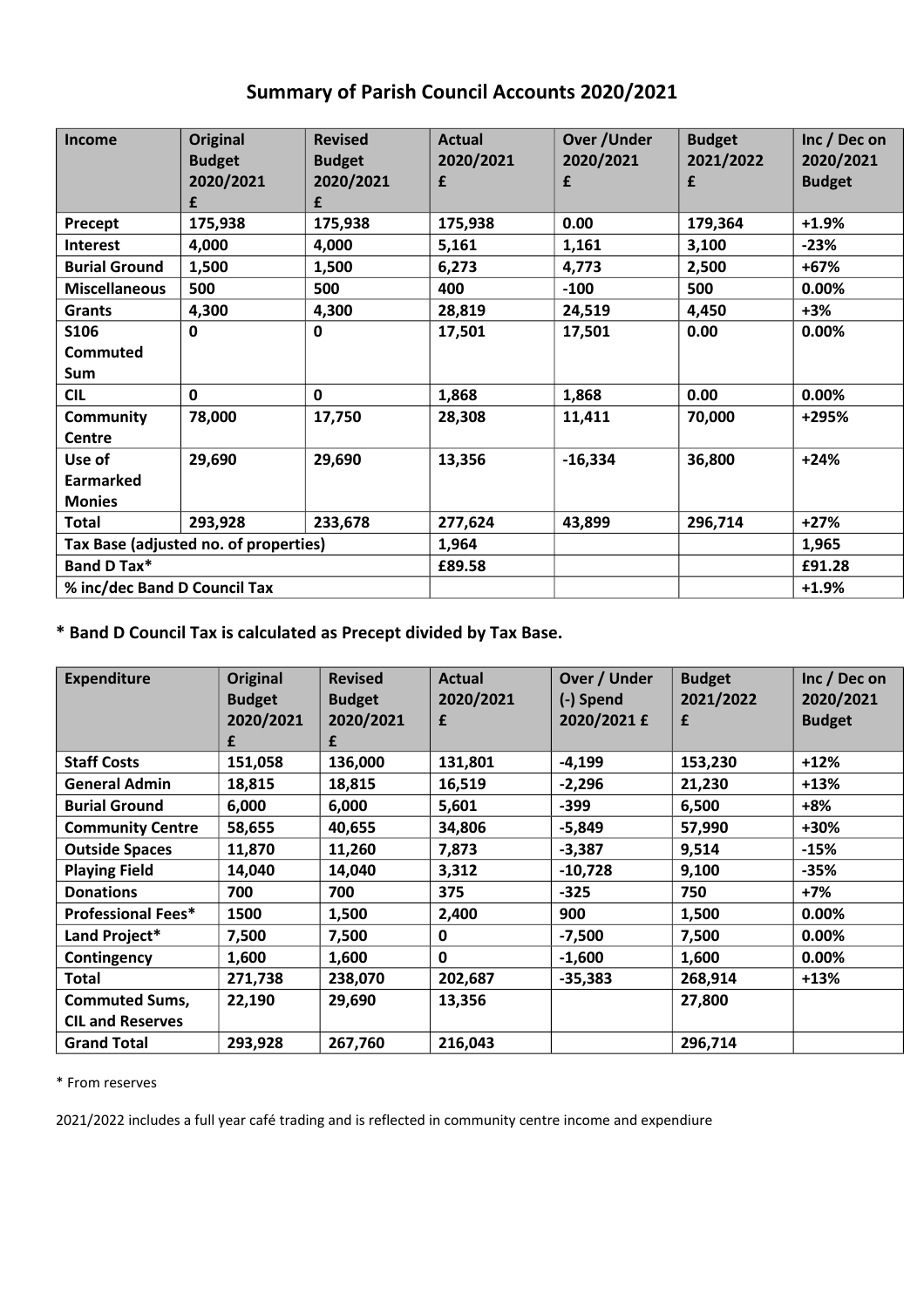# Summary of Parish Council Accounts 2020/2021

| Income | Original Budget 2020/2021 £ | Revised Budget 2020/2021 £ | Actual 2020/2021 £ | Over /Under 2020/2021 £ | Budget 2021/2022 £ | Inc / Dec on 2020/2021 Budget |
|---|---|---|---|---|---|---|
| **Precept** | **175,938** | **175,938** | **175,938** | **0.00** | **179,364** | **+1.9%** |
| **Interest** | **4,000** | **4,000** | **5,161** | **1,161** | **3,100** | **-23%** |
| **Burial Ground** | **1,500** | **1,500** | **6,273** | **4,773** | **2,500** | **+67%** |
| **Miscellaneous** | **500** | **500** | **400** | **-100** | **500** | **0.00%** |
| **Grants** | **4,300** | **4,300** | **28,819** | **24,519** | **4,450** | **+3%** |
| **S106 Commuted Sum** | **0** | **0** | **17,501** | **17,501** | **0.00** | **0.00%** |
| **CIL** | **0** | **0** | **1,868** | **1,868** | **0.00** | **0.00%** |
| **Community Centre** | **78,000** | **17,750** | **28,308** | **11,411** | **70,000** | **+295%** |
| **Use of Earmarked Monies** | **29,690** | **29,690** | **13,356** | **-16,334** | **36,800** | **+24%** |
| **Total** | **293,928** | **233,678** | **277,624** | **43,899** | **296,714** | **+27%** |
| **Tax Base (adjusted no. of properties)** | | | **1,964** | | | **1,965** |
| **Band D Tax*** | | | **£89.58** | | | **£91.28** |
| **% inc/dec Band D Council Tax** | | | | | | **+1.9%** |

**\* Band D Council Tax is calculated as Precept divided by Tax Base.**

| Expenditure | Original Budget 2020/2021 £ | Revised Budget 2020/2021 £ | Actual 2020/2021 £ | Over / Under (-) Spend 2020/2021 £ | Budget 2021/2022 £ | Inc / Dec on 2020/2021 Budget |
|---|---|---|---|---|---|---|
| **Staff Costs** | **151,058** | **136,000** | **131,801** | **-4,199** | **153,230** | **+12%** |
| **General Admin** | **18,815** | **18,815** | **16,519** | **-2,296** | **21,230** | **+13%** |
| **Burial Ground** | **6,000** | **6,000** | **5,601** | **-399** | **6,500** | **+8%** |
| **Community Centre** | **58,655** | **40,655** | **34,806** | **-5,849** | **57,990** | **+30%** |
| **Outside Spaces** | **11,870** | **11,260** | **7,873** | **-3,387** | **9,514** | **-15%** |
| **Playing Field** | **14,040** | **14,040** | **3,312** | **-10,728** | **9,100** | **-35%** |
| **Donations** | **700** | **700** | **375** | **-325** | **750** | **+7%** |
| **Professional Fees*** | **1500** | **1,500** | **2,400** | **900** | **1,500** | **0.00%** |
| **Land Project*** | **7,500** | **7,500** | **0** | **-7,500** | **7,500** | **0.00%** |
| **Contingency** | **1,600** | **1,600** | **0** | **-1,600** | **1,600** | **0.00%** |
| **Total** | **271,738** | **238,070** | **202,687** | **-35,383** | **268,914** | **+13%** |
| **Commuted Sums, CIL and Reserves** | **22,190** | **29,690** | **13,356** | | **27,800** | |
| **Grand Total** | **293,928** | **267,760** | **216,043** | | **296,714** | |

\* From reserves

2021/2022 includes a full year café trading and is reflected in community centre income and expendiure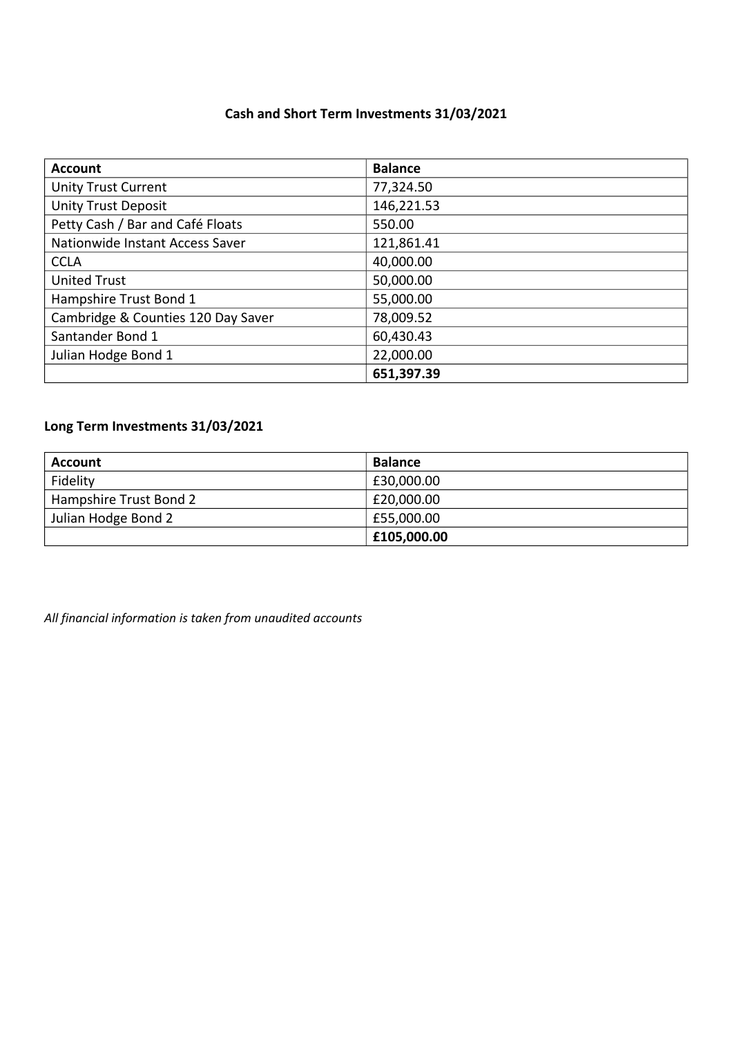## Cash and Short Term Investments 31/03/2021

| Account | Balance |
|---|---|
| Unity Trust Current | 77,324.50 |
| Unity Trust Deposit | 146,221.53 |
| Petty Cash / Bar and Café Floats | 550.00 |
| Nationwide Instant Access Saver | 121,861.41 |
| CCLA | 40,000.00 |
| United Trust | 50,000.00 |
| Hampshire Trust Bond 1 | 55,000.00 |
| Cambridge & Counties 120 Day Saver | 78,009.52 |
| Santander Bond 1 | 60,430.43 |
| Julian Hodge Bond 1 | 22,000.00 |
| | **651,397.39** |

### Long Term Investments 31/03/2021

| Account | Balance |
|---|---|
| Fidelity | £30,000.00 |
| Hampshire Trust Bond 2 | £20,000.00 |
| Julian Hodge Bond 2 | £55,000.00 |
| | **£105,000.00** |

*All financial information is taken from unaudited accounts*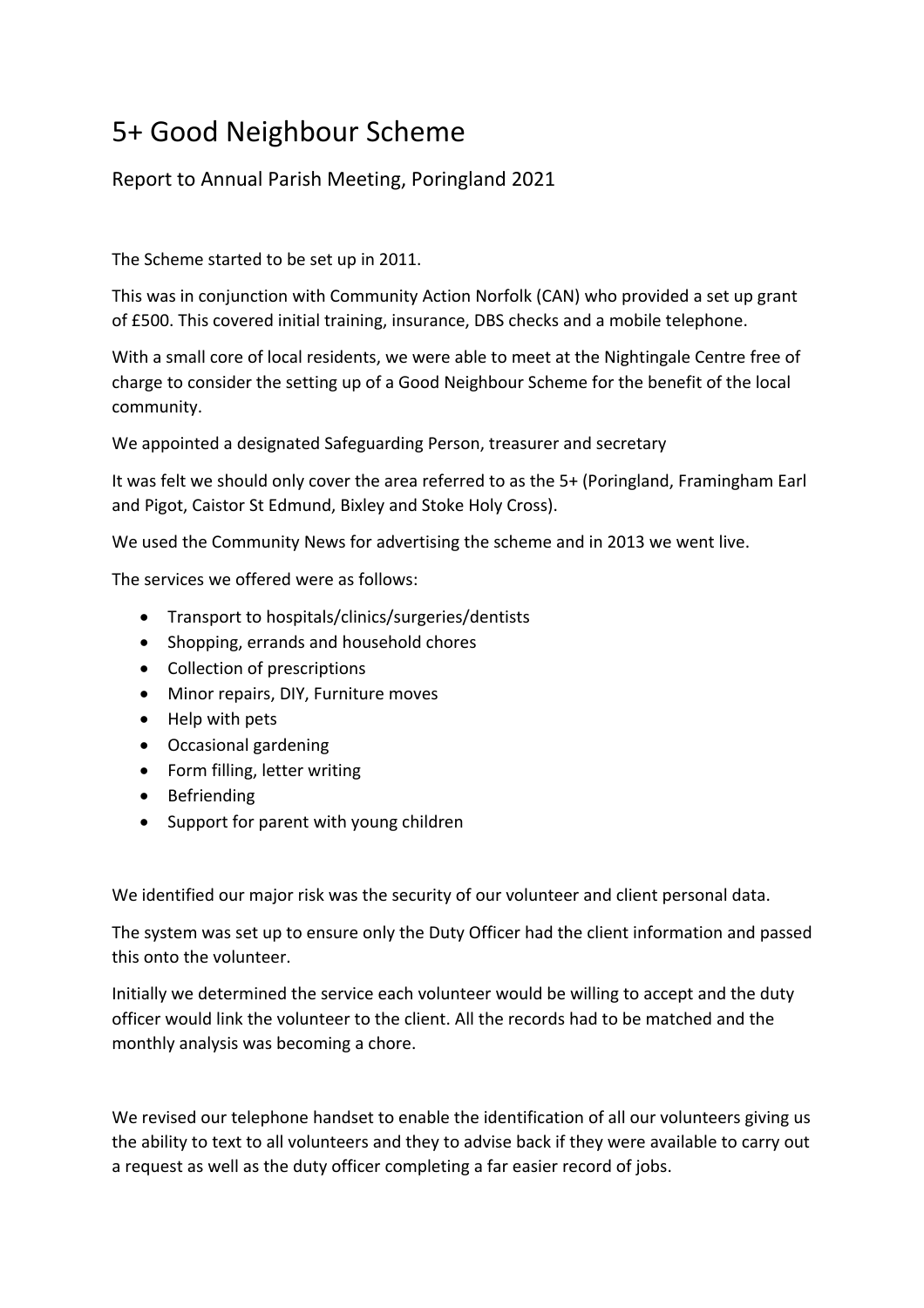# 5+ Good Neighbour Scheme

## Report to Annual Parish Meeting, Poringland 2021

The Scheme started to be set up in 2011.

This was in conjunction with Community Action Norfolk (CAN) who provided a set up grant of £500. This covered initial training, insurance, DBS checks and a mobile telephone.

With a small core of local residents, we were able to meet at the Nightingale Centre free of charge to consider the setting up of a Good Neighbour Scheme for the benefit of the local community.

We appointed a designated Safeguarding Person, treasurer and secretary

It was felt we should only cover the area referred to as the 5+ (Poringland, Framingham Earl and Pigot, Caistor St Edmund, Bixley and Stoke Holy Cross).

We used the Community News for advertising the scheme and in 2013 we went live.

The services we offered were as follows:

- Transport to hospitals/clinics/surgeries/dentists
- Shopping, errands and household chores
- Collection of prescriptions
- Minor repairs, DIY, Furniture moves
- Help with pets
- Occasional gardening
- Form filling, letter writing
- Befriending
- Support for parent with young children

We identified our major risk was the security of our volunteer and client personal data.

The system was set up to ensure only the Duty Officer had the client information and passed this onto the volunteer.

Initially we determined the service each volunteer would be willing to accept and the duty officer would link the volunteer to the client. All the records had to be matched and the monthly analysis was becoming a chore.

We revised our telephone handset to enable the identification of all our volunteers giving us the ability to text to all volunteers and they to advise back if they were available to carry out a request as well as the duty officer completing a far easier record of jobs.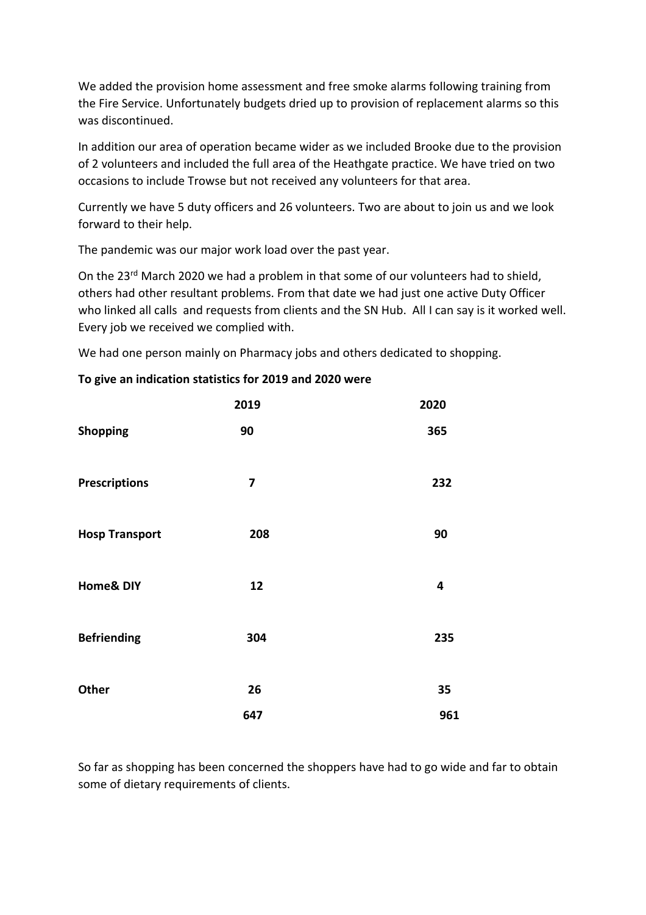We added the provision home assessment and free smoke alarms following training from the Fire Service. Unfortunately budgets dried up to provision of replacement alarms so this was discontinued.

In addition our area of operation became wider as we included Brooke due to the provision of 2 volunteers and included the full area of the Heathgate practice. We have tried on two occasions to include Trowse but not received any volunteers for that area.

Currently we have 5 duty officers and 26 volunteers. Two are about to join us and we look forward to their help.

The pandemic was our major work load over the past year.

On the 23rd March 2020 we had a problem in that some of our volunteers had to shield, others had other resultant problems. From that date we had just one active Duty Officer who linked all calls and requests from clients and the SN Hub. All I can say is it worked well. Every job we received we complied with.

We had one person mainly on Pharmacy jobs and others dedicated to shopping.

**To give an indication statistics for 2019 and 2020 were**

| | 2019 | 2020 |
|---|---|---|
| **Shopping** | 90 | 365 |
| **Prescriptions** | 7 | 232 |
| **Hosp Transport** | 208 | 90 |
| **Home& DIY** | 12 | 4 |
| **Befriending** | 304 | 235 |
| **Other** | 26 | 35 |
| | 647 | 961 |

So far as shopping has been concerned the shoppers have had to go wide and far to obtain some of dietary requirements of clients.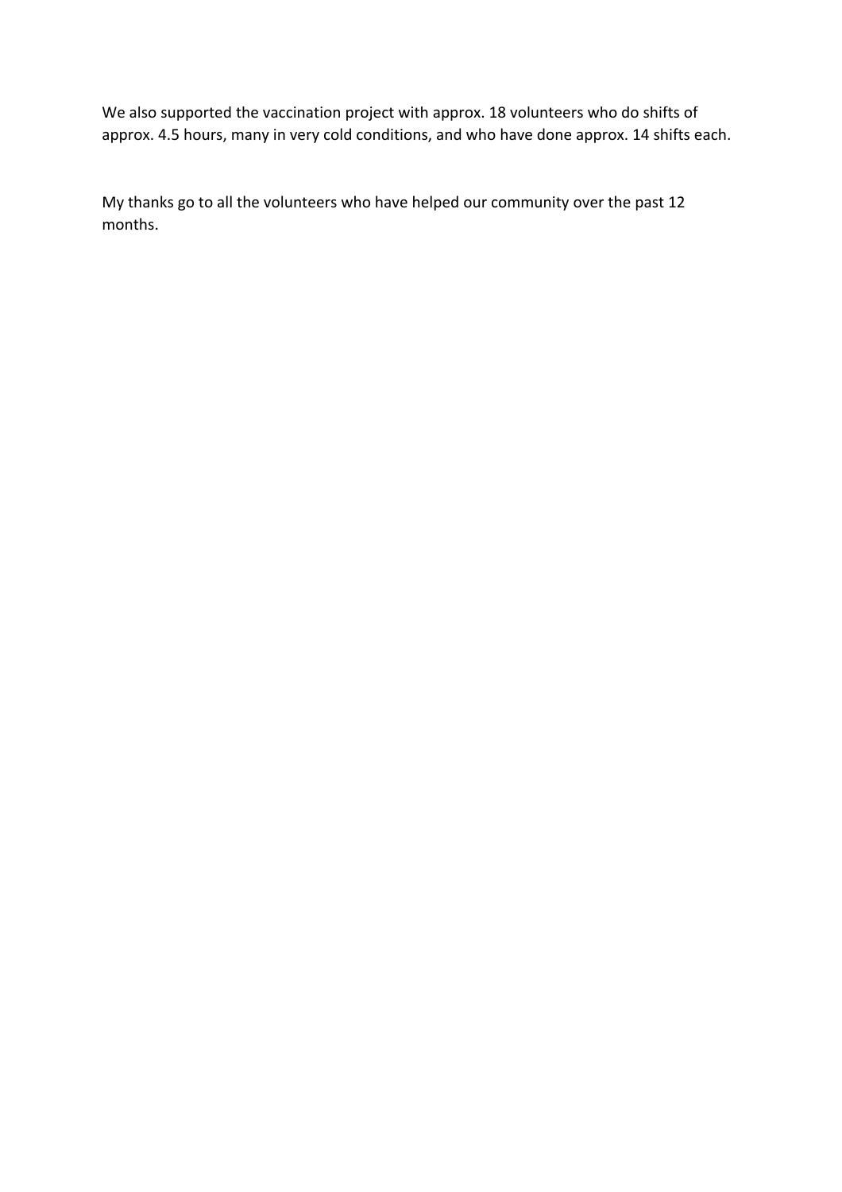We also supported the vaccination project with approx. 18 volunteers who do shifts of approx. 4.5 hours, many in very cold conditions, and who have done approx. 14 shifts each.

My thanks go to all the volunteers who have helped our community over the past 12 months.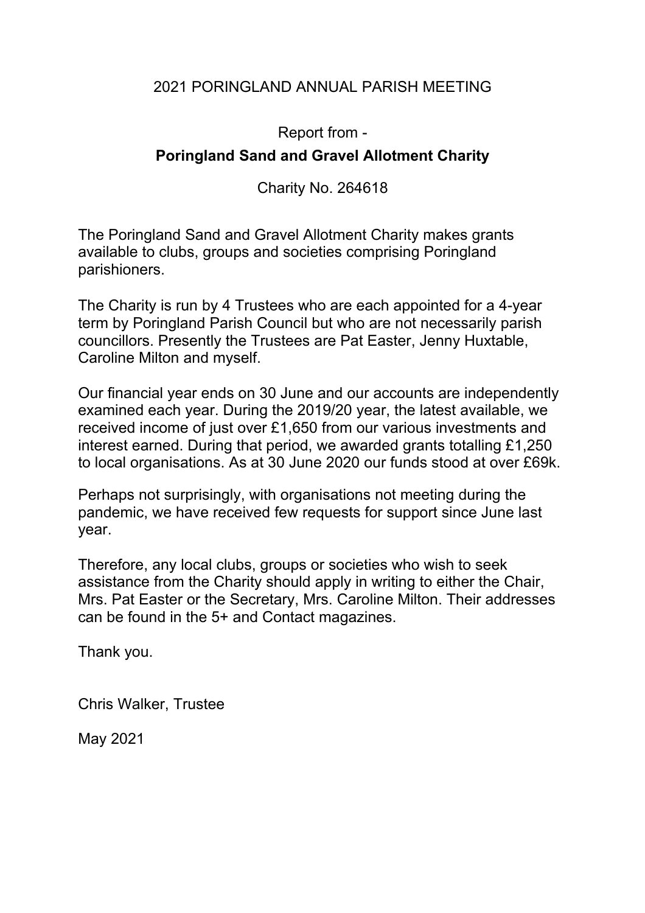# 2021 PORINGLAND ANNUAL PARISH MEETING

Report from -

## Poringland Sand and Gravel Allotment Charity

Charity No. 264618

The Poringland Sand and Gravel Allotment Charity makes grants available to clubs, groups and societies comprising Poringland parishioners.

The Charity is run by 4 Trustees who are each appointed for a 4-year term by Poringland Parish Council but who are not necessarily parish councillors. Presently the Trustees are Pat Easter, Jenny Huxtable, Caroline Milton and myself.

Our financial year ends on 30 June and our accounts are independently examined each year. During the 2019/20 year, the latest available, we received income of just over £1,650 from our various investments and interest earned. During that period, we awarded grants totalling £1,250 to local organisations. As at 30 June 2020 our funds stood at over £69k.

Perhaps not surprisingly, with organisations not meeting during the pandemic, we have received few requests for support since June last year.

Therefore, any local clubs, groups or societies who wish to seek assistance from the Charity should apply in writing to either the Chair, Mrs. Pat Easter or the Secretary, Mrs. Caroline Milton. Their addresses can be found in the 5+ and Contact magazines.

Thank you.

Chris Walker, Trustee

May 2021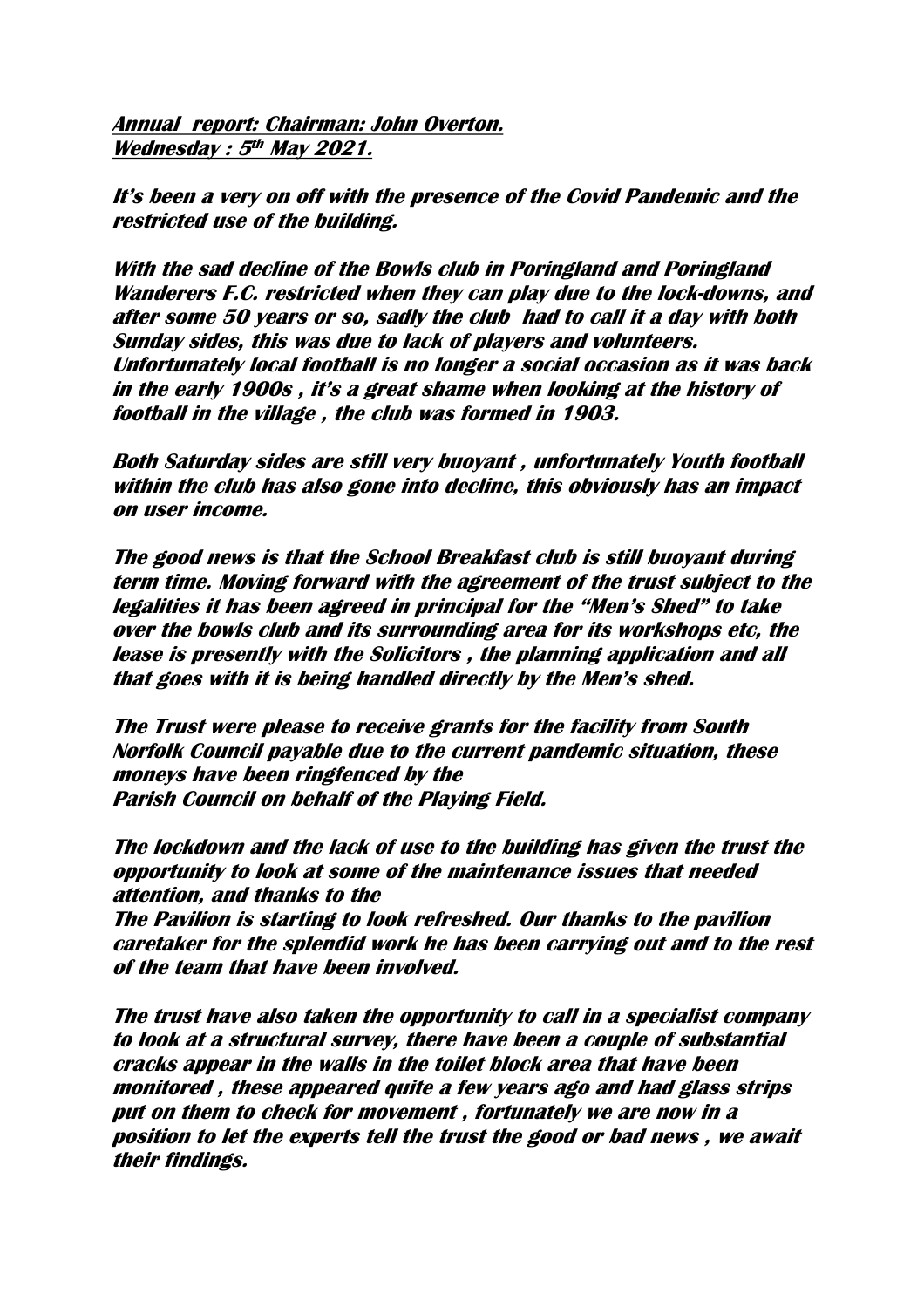***Annual report: Chairman: John Overton.***
***Wednesday : 5th May 2021.***

***It's been a very on off with the presence of the Covid Pandemic and the restricted use of the building.***

***With the sad decline of the Bowls club in Poringland and Poringland Wanderers F.C. restricted when they can play due to the lock-downs, and after some 50 years or so, sadly the club had to call it a day with both Sunday sides, this was due to lack of players and volunteers. Unfortunately local football is no longer a social occasion as it was back in the early 1900s , it's a great shame when looking at the history of football in the village , the club was formed in 1903.***

***Both Saturday sides are still very buoyant , unfortunately Youth football within the club has also gone into decline, this obviously has an impact on user income.***

***The good news is that the School Breakfast club is still buoyant during term time. Moving forward with the agreement of the trust subject to the legalities it has been agreed in principal for the "Men's Shed" to take over the bowls club and its surrounding area for its workshops etc, the lease is presently with the Solicitors , the planning application and all that goes with it is being handled directly by the Men's shed.***

***The Trust were please to receive grants for the facility from South Norfolk Council payable due to the current pandemic situation, these moneys have been ringfenced by the Parish Council on behalf of the Playing Field.***

***The lockdown and the lack of use to the building has given the trust the opportunity to look at some of the maintenance issues that needed attention, and thanks to the The Pavilion is starting to look refreshed. Our thanks to the pavilion caretaker for the splendid work he has been carrying out and to the rest of the team that have been involved.***

***The trust have also taken the opportunity to call in a specialist company to look at a structural survey, there have been a couple of substantial cracks appear in the walls in the toilet block area that have been monitored , these appeared quite a few years ago and had glass strips put on them to check for movement , fortunately we are now in a position to let the experts tell the trust the good or bad news , we await their findings.***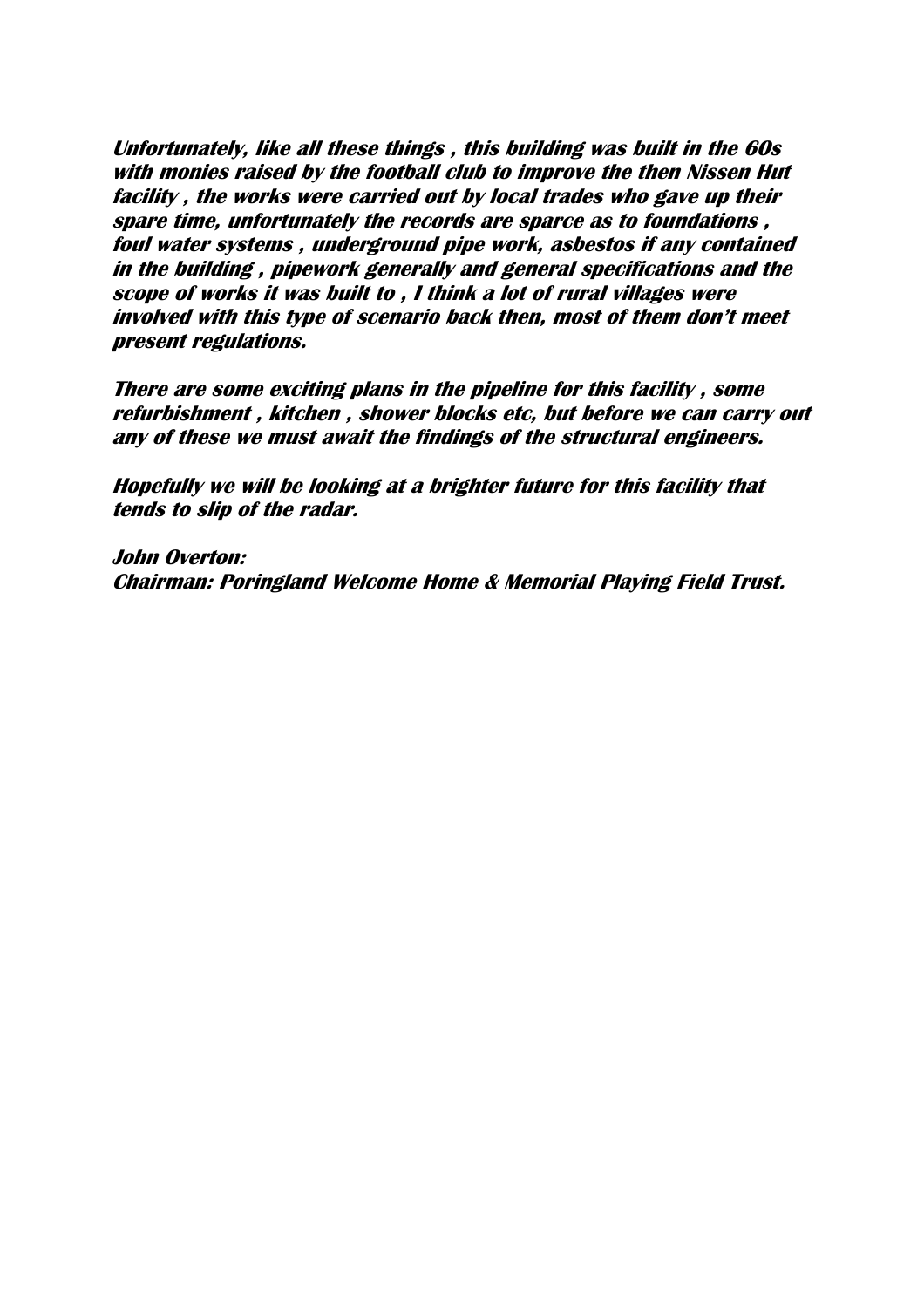***Unfortunately, like all these things , this building was built in the 60s with monies raised by the football club to improve the then Nissen Hut facility , the works were carried out by local trades who gave up their spare time, unfortunately the records are sparce as to foundations , foul water systems , underground pipe work, asbestos if any contained in the building , pipework generally and general specifications and the scope of works it was built to , I think a lot of rural villages were involved with this type of scenario back then, most of them don't meet present regulations.***

***There are some exciting plans in the pipeline for this facility , some refurbishment , kitchen , shower blocks etc, but before we can carry out any of these we must await the findings of the structural engineers.***

***Hopefully we will be looking at a brighter future for this facility that tends to slip of the radar.***

***John Overton:***
***Chairman: Poringland Welcome Home & Memorial Playing Field Trust.***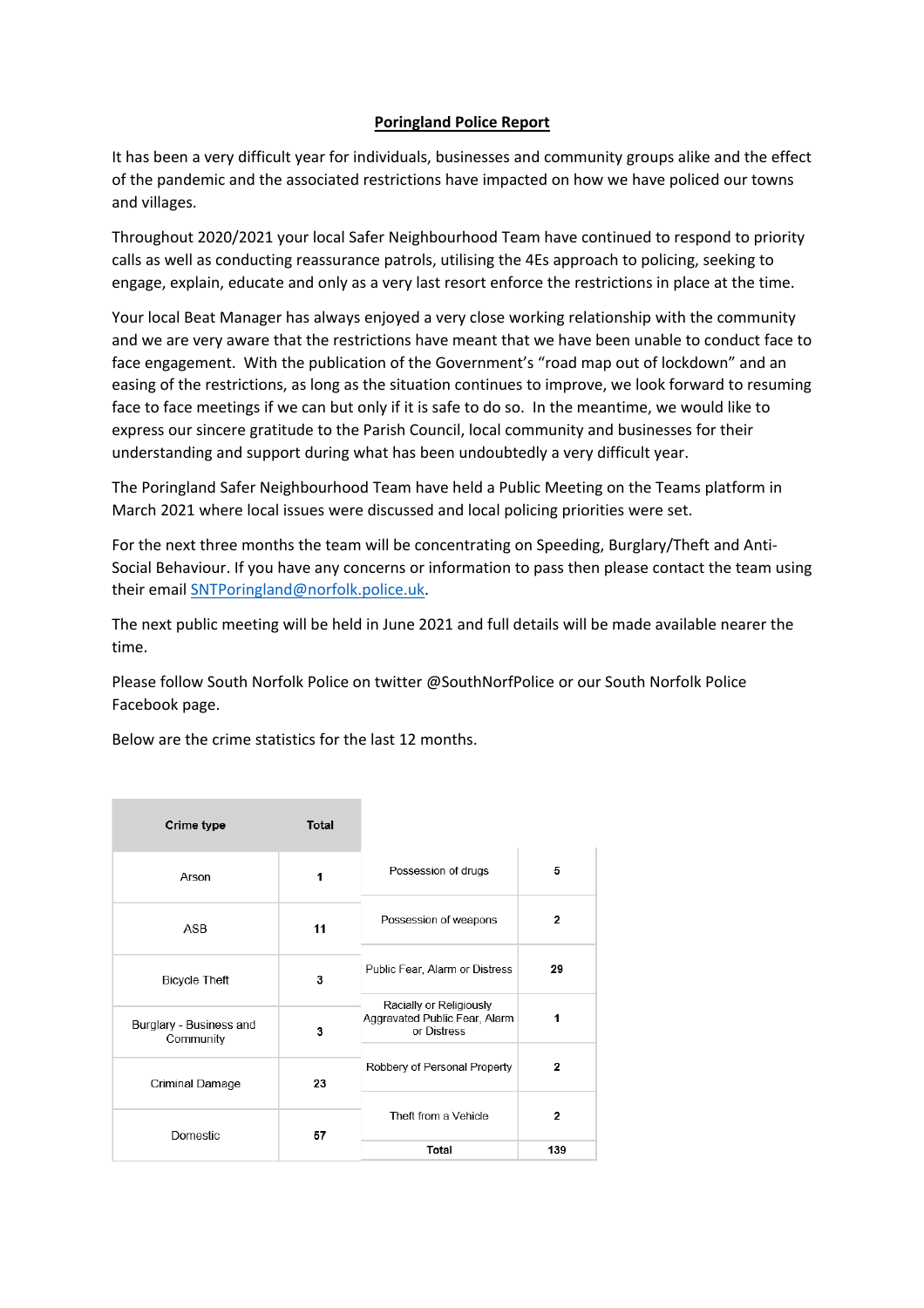**Poringland Police Report**

It has been a very difficult year for individuals, businesses and community groups alike and the effect of the pandemic and the associated restrictions have impacted on how we have policed our towns and villages.

Throughout 2020/2021 your local Safer Neighbourhood Team have continued to respond to priority calls as well as conducting reassurance patrols, utilising the 4Es approach to policing, seeking to engage, explain, educate and only as a very last resort enforce the restrictions in place at the time.

Your local Beat Manager has always enjoyed a very close working relationship with the community and we are very aware that the restrictions have meant that we have been unable to conduct face to face engagement. With the publication of the Government's "road map out of lockdown" and an easing of the restrictions, as long as the situation continues to improve, we look forward to resuming face to face meetings if we can but only if it is safe to do so. In the meantime, we would like to express our sincere gratitude to the Parish Council, local community and businesses for their understanding and support during what has been undoubtedly a very difficult year.

The Poringland Safer Neighbourhood Team have held a Public Meeting on the Teams platform in March 2021 where local issues were discussed and local policing priorities were set.

For the next three months the team will be concentrating on Speeding, Burglary/Theft and Anti-Social Behaviour. If you have any concerns or information to pass then please contact the team using their email SNTPoringland@norfolk.police.uk.

The next public meeting will be held in June 2021 and full details will be made available nearer the time.

Please follow South Norfolk Police on twitter @SouthNorfPolice or our South Norfolk Police Facebook page.

Below are the crime statistics for the last 12 months.

| Crime type | Total |
|---|---|
| Arson | 1 |
| ASB | 11 |
| Bicycle Theft | 3 |
| Burglary - Business and Community | 3 |
| Criminal Damage | 23 |
| Domestic | 57 |
| Possession of drugs | 5 |
| Possession of weapons | 2 |
| Public Fear, Alarm or Distress | 29 |
| Racially or Religiously Aggravated Public Fear, Alarm or Distress | 1 |
| Robbery of Personal Property | 2 |
| Theft from a Vehicle | 2 |
| **Total** | **139** |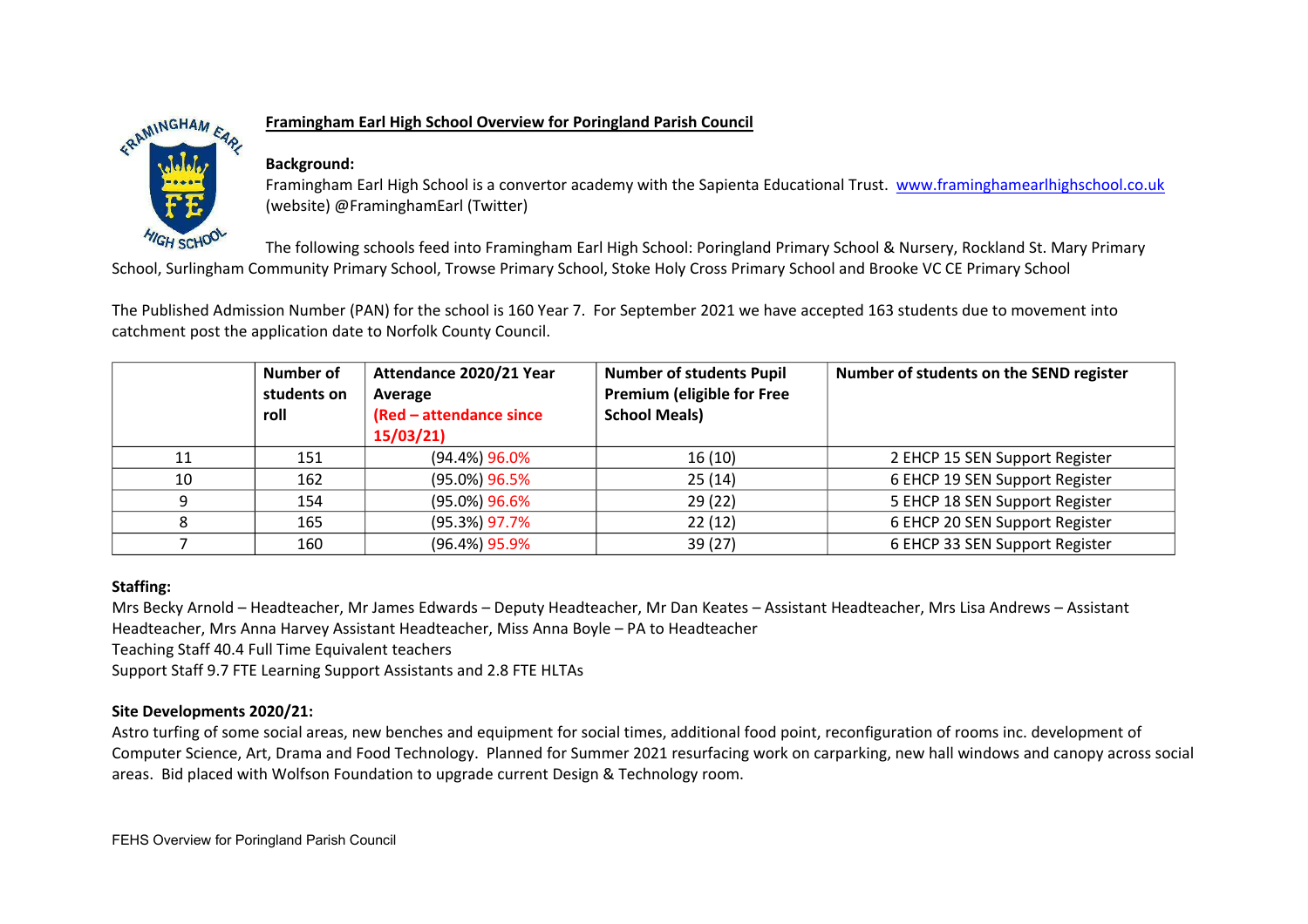## Framingham Earl High School Overview for Poringland Parish Council

**Background:**

Framingham Earl High School is a convertor academy with the Sapienta Educational Trust. www.framinghamearlhighschool.co.uk (website) @FraminghamEarl (Twitter)

The following schools feed into Framingham Earl High School: Poringland Primary School & Nursery, Rockland St. Mary Primary School, Surlingham Community Primary School, Trowse Primary School, Stoke Holy Cross Primary School and Brooke VC CE Primary School

The Published Admission Number (PAN) for the school is 160 Year 7. For September 2021 we have accepted 163 students due to movement into catchment post the application date to Norfolk County Council.

| | Number of students on roll | Attendance 2020/21 Year Average (Red – attendance since 15/03/21) | Number of students Pupil Premium (eligible for Free School Meals) | Number of students on the SEND register |
|---|---|---|---|---|
| 11 | 151 | (94.4%) 96.0% | 16 (10) | 2 EHCP 15 SEN Support Register |
| 10 | 162 | (95.0%) 96.5% | 25 (14) | 6 EHCP 19 SEN Support Register |
| 9 | 154 | (95.0%) 96.6% | 29 (22) | 5 EHCP 18 SEN Support Register |
| 8 | 165 | (95.3%) 97.7% | 22 (12) | 6 EHCP 20 SEN Support Register |
| 7 | 160 | (96.4%) 95.9% | 39 (27) | 6 EHCP 33 SEN Support Register |

**Staffing:**

Mrs Becky Arnold – Headteacher, Mr James Edwards – Deputy Headteacher, Mr Dan Keates – Assistant Headteacher, Mrs Lisa Andrews – Assistant Headteacher, Mrs Anna Harvey Assistant Headteacher, Miss Anna Boyle – PA to Headteacher

Teaching Staff 40.4 Full Time Equivalent teachers

Support Staff 9.7 FTE Learning Support Assistants and 2.8 FTE HLTAs

**Site Developments 2020/21:**

Astro turfing of some social areas, new benches and equipment for social times, additional food point, reconfiguration of rooms inc. development of Computer Science, Art, Drama and Food Technology. Planned for Summer 2021 resurfacing work on carparking, new hall windows and canopy across social areas. Bid placed with Wolfson Foundation to upgrade current Design & Technology room.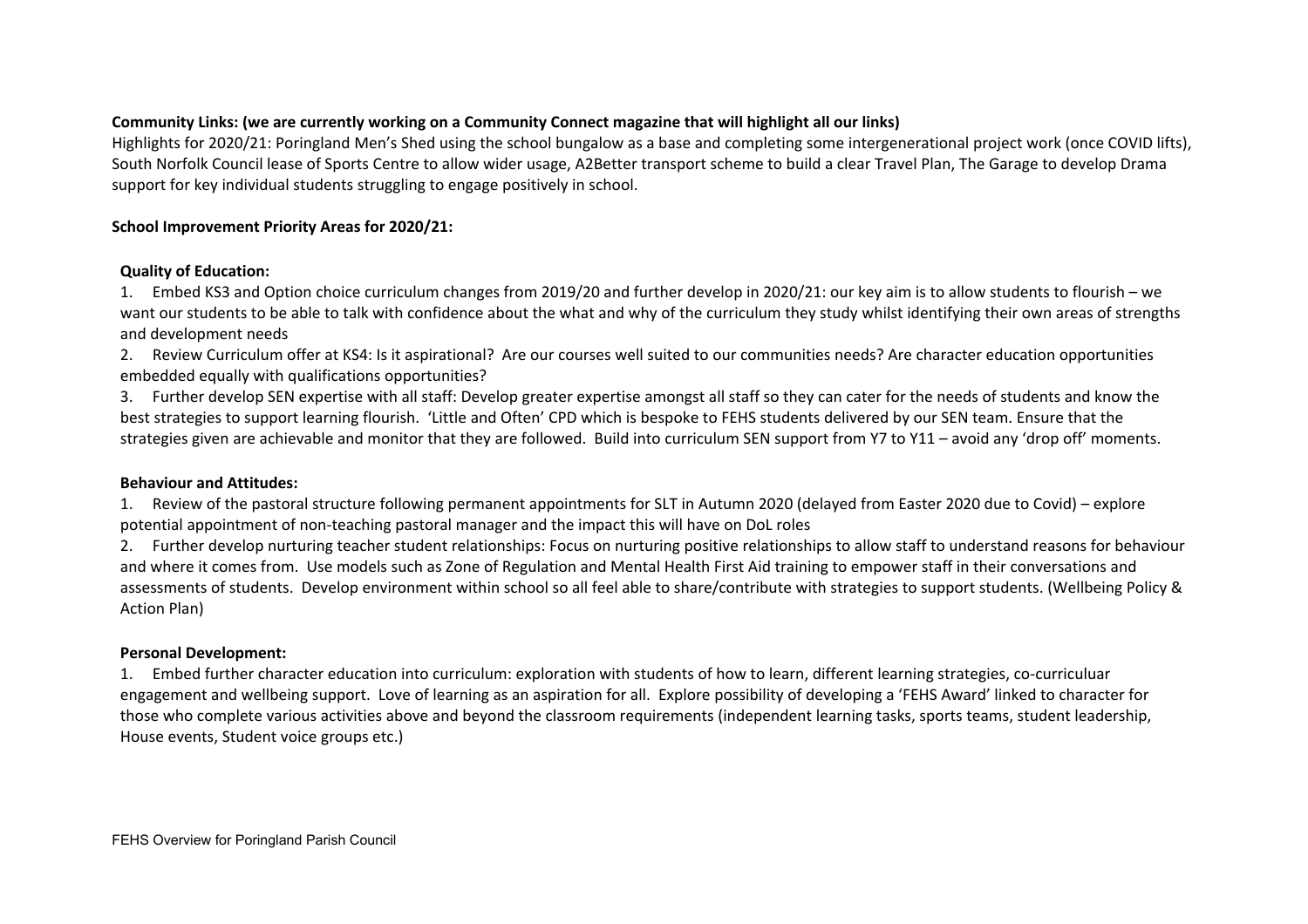**Community Links: (we are currently working on a Community Connect magazine that will highlight all our links)**

Highlights for 2020/21: Poringland Men's Shed using the school bungalow as a base and completing some intergenerational project work (once COVID lifts), South Norfolk Council lease of Sports Centre to allow wider usage, A2Better transport scheme to build a clear Travel Plan, The Garage to develop Drama support for key individual students struggling to engage positively in school.

**School Improvement Priority Areas for 2020/21:**

**Quality of Education:**

1. Embed KS3 and Option choice curriculum changes from 2019/20 and further develop in 2020/21: our key aim is to allow students to flourish – we want our students to be able to talk with confidence about the what and why of the curriculum they study whilst identifying their own areas of strengths and development needs
2. Review Curriculum offer at KS4: Is it aspirational? Are our courses well suited to our communities needs? Are character education opportunities embedded equally with qualifications opportunities?
3. Further develop SEN expertise with all staff: Develop greater expertise amongst all staff so they can cater for the needs of students and know the best strategies to support learning flourish. 'Little and Often' CPD which is bespoke to FEHS students delivered by our SEN team. Ensure that the strategies given are achievable and monitor that they are followed. Build into curriculum SEN support from Y7 to Y11 – avoid any 'drop off' moments.

**Behaviour and Attitudes:**

1. Review of the pastoral structure following permanent appointments for SLT in Autumn 2020 (delayed from Easter 2020 due to Covid) – explore potential appointment of non-teaching pastoral manager and the impact this will have on DoL roles
2. Further develop nurturing teacher student relationships: Focus on nurturing positive relationships to allow staff to understand reasons for behaviour and where it comes from. Use models such as Zone of Regulation and Mental Health First Aid training to empower staff in their conversations and assessments of students. Develop environment within school so all feel able to share/contribute with strategies to support students. (Wellbeing Policy & Action Plan)

**Personal Development:**

1. Embed further character education into curriculum: exploration with students of how to learn, different learning strategies, co-curriculuar engagement and wellbeing support. Love of learning as an aspiration for all. Explore possibility of developing a 'FEHS Award' linked to character for those who complete various activities above and beyond the classroom requirements (independent learning tasks, sports teams, student leadership, House events, Student voice groups etc.)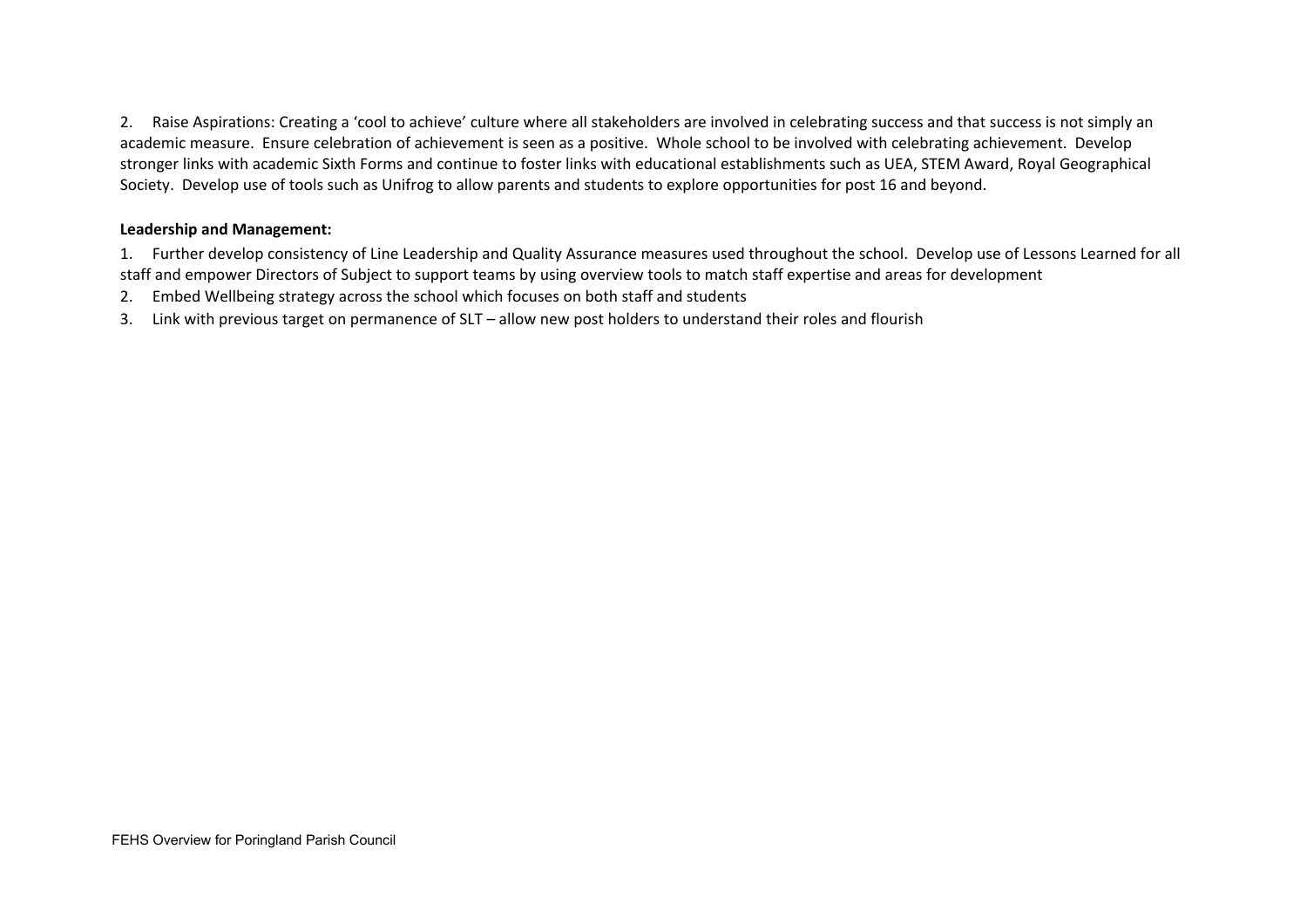2. Raise Aspirations: Creating a 'cool to achieve' culture where all stakeholders are involved in celebrating success and that success is not simply an academic measure. Ensure celebration of achievement is seen as a positive. Whole school to be involved with celebrating achievement. Develop stronger links with academic Sixth Forms and continue to foster links with educational establishments such as UEA, STEM Award, Royal Geographical Society. Develop use of tools such as Unifrog to allow parents and students to explore opportunities for post 16 and beyond.

**Leadership and Management:**

1. Further develop consistency of Line Leadership and Quality Assurance measures used throughout the school. Develop use of Lessons Learned for all staff and empower Directors of Subject to support teams by using overview tools to match staff expertise and areas for development
2. Embed Wellbeing strategy across the school which focuses on both staff and students
3. Link with previous target on permanence of SLT – allow new post holders to understand their roles and flourish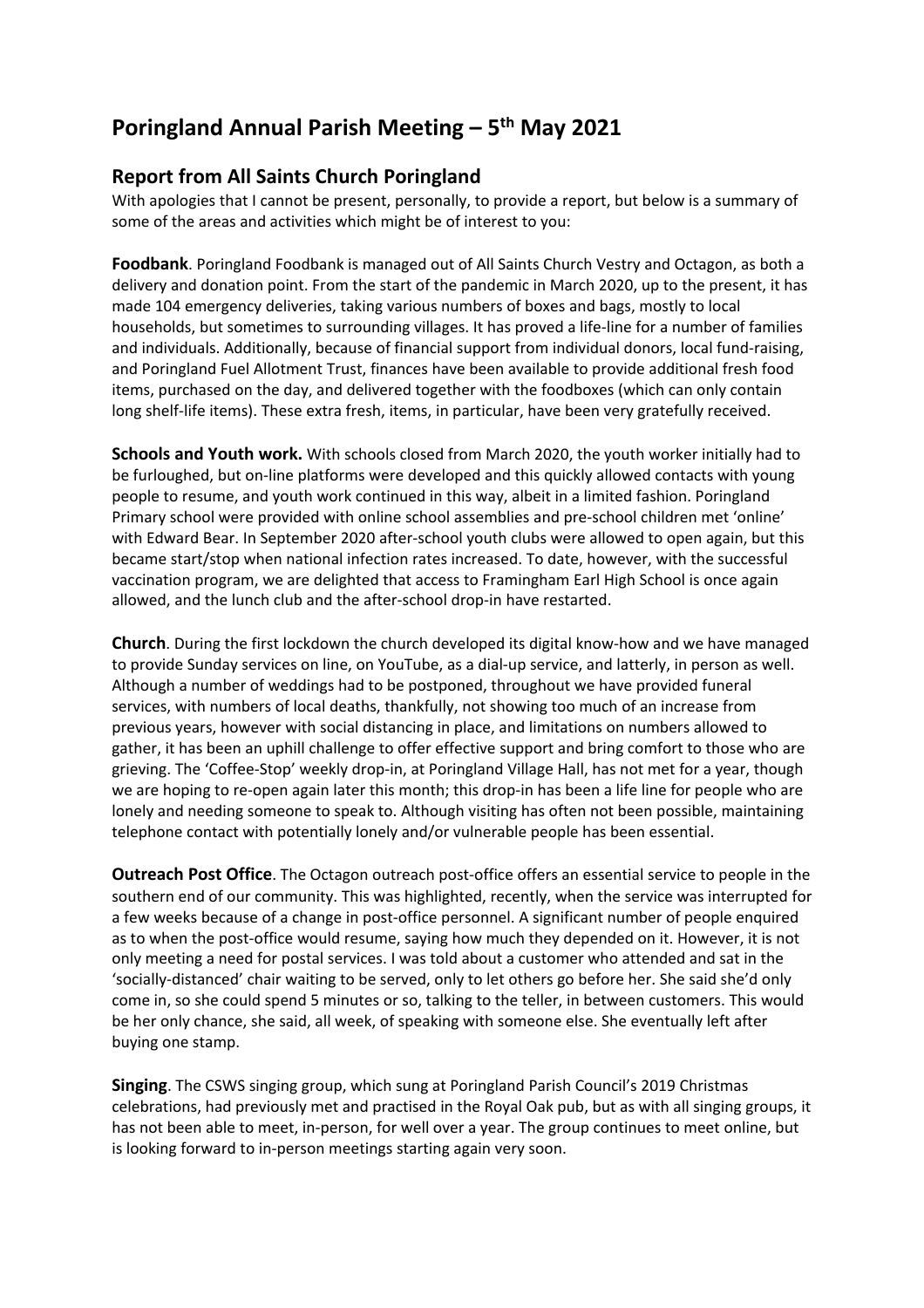# Poringland Annual Parish Meeting – 5th May 2021

## Report from All Saints Church Poringland

With apologies that I cannot be present, personally, to provide a report, but below is a summary of some of the areas and activities which might be of interest to you:

**Foodbank**. Poringland Foodbank is managed out of All Saints Church Vestry and Octagon, as both a delivery and donation point. From the start of the pandemic in March 2020, up to the present, it has made 104 emergency deliveries, taking various numbers of boxes and bags, mostly to local households, but sometimes to surrounding villages. It has proved a life-line for a number of families and individuals. Additionally, because of financial support from individual donors, local fund-raising, and Poringland Fuel Allotment Trust, finances have been available to provide additional fresh food items, purchased on the day, and delivered together with the foodboxes (which can only contain long shelf-life items). These extra fresh, items, in particular, have been very gratefully received.

**Schools and Youth work.** With schools closed from March 2020, the youth worker initially had to be furloughed, but on-line platforms were developed and this quickly allowed contacts with young people to resume, and youth work continued in this way, albeit in a limited fashion. Poringland Primary school were provided with online school assemblies and pre-school children met 'online' with Edward Bear. In September 2020 after-school youth clubs were allowed to open again, but this became start/stop when national infection rates increased. To date, however, with the successful vaccination program, we are delighted that access to Framingham Earl High School is once again allowed, and the lunch club and the after-school drop-in have restarted.

**Church**. During the first lockdown the church developed its digital know-how and we have managed to provide Sunday services on line, on YouTube, as a dial-up service, and latterly, in person as well. Although a number of weddings had to be postponed, throughout we have provided funeral services, with numbers of local deaths, thankfully, not showing too much of an increase from previous years, however with social distancing in place, and limitations on numbers allowed to gather, it has been an uphill challenge to offer effective support and bring comfort to those who are grieving. The 'Coffee-Stop' weekly drop-in, at Poringland Village Hall, has not met for a year, though we are hoping to re-open again later this month; this drop-in has been a life line for people who are lonely and needing someone to speak to. Although visiting has often not been possible, maintaining telephone contact with potentially lonely and/or vulnerable people has been essential.

**Outreach Post Office**. The Octagon outreach post-office offers an essential service to people in the southern end of our community. This was highlighted, recently, when the service was interrupted for a few weeks because of a change in post-office personnel. A significant number of people enquired as to when the post-office would resume, saying how much they depended on it. However, it is not only meeting a need for postal services. I was told about a customer who attended and sat in the 'socially-distanced' chair waiting to be served, only to let others go before her. She said she'd only come in, so she could spend 5 minutes or so, talking to the teller, in between customers. This would be her only chance, she said, all week, of speaking with someone else. She eventually left after buying one stamp.

**Singing**. The CSWS singing group, which sung at Poringland Parish Council's 2019 Christmas celebrations, had previously met and practised in the Royal Oak pub, but as with all singing groups, it has not been able to meet, in-person, for well over a year. The group continues to meet online, but is looking forward to in-person meetings starting again very soon.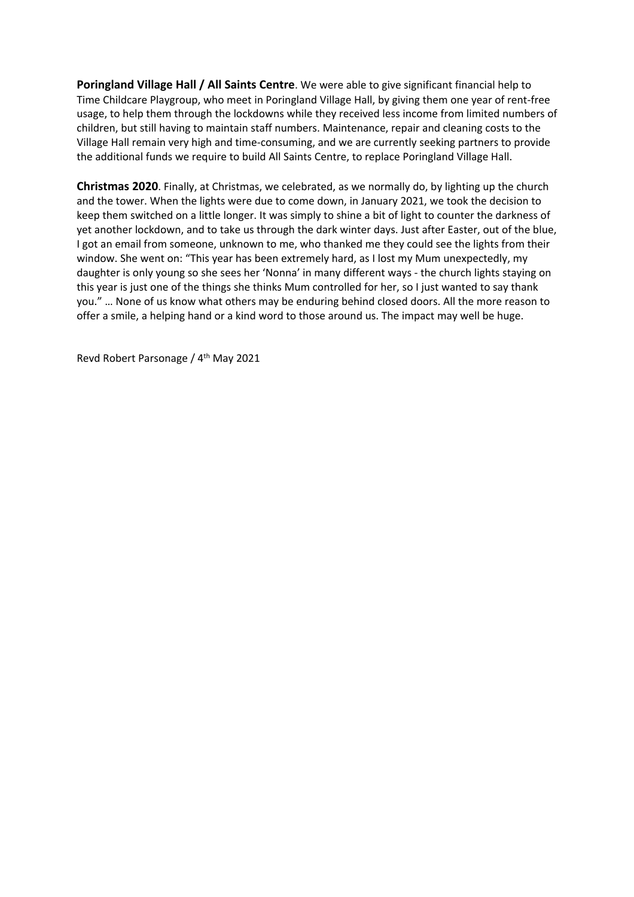**Poringland Village Hall / All Saints Centre**. We were able to give significant financial help to Time Childcare Playgroup, who meet in Poringland Village Hall, by giving them one year of rent-free usage, to help them through the lockdowns while they received less income from limited numbers of children, but still having to maintain staff numbers. Maintenance, repair and cleaning costs to the Village Hall remain very high and time-consuming, and we are currently seeking partners to provide the additional funds we require to build All Saints Centre, to replace Poringland Village Hall.

**Christmas 2020**. Finally, at Christmas, we celebrated, as we normally do, by lighting up the church and the tower. When the lights were due to come down, in January 2021, we took the decision to keep them switched on a little longer. It was simply to shine a bit of light to counter the darkness of yet another lockdown, and to take us through the dark winter days. Just after Easter, out of the blue, I got an email from someone, unknown to me, who thanked me they could see the lights from their window. She went on: "This year has been extremely hard, as I lost my Mum unexpectedly, my daughter is only young so she sees her 'Nonna' in many different ways - the church lights staying on this year is just one of the things she thinks Mum controlled for her, so I just wanted to say thank you." … None of us know what others may be enduring behind closed doors. All the more reason to offer a smile, a helping hand or a kind word to those around us. The impact may well be huge.

Revd Robert Parsonage / 4th May 2021